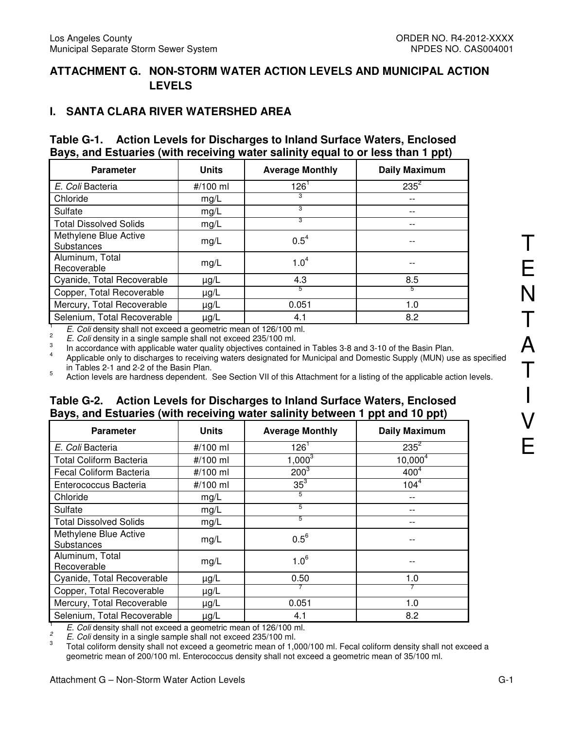# ATTACHMENT G. NON-STORM WATER ACTION LEVELS AND MUNICIPAL ACTION LEVELS

## I. SANTA CLARA RIVER WATERSHED AREA

### Table G-1. Action Levels for Discharges to Inland Surface Waters, Enclosed Bays, and Estuaries (with receiving water salinity equal to or less than 1 ppt)

| Parameter | Units | Average Monthly | Daily Maximum |
|---|---|---|---|
| *E. Coli* Bacteria | #/100 ml | 126[1] | 235[2] |
| Chloride | mg/L | [3] | -- |
| Sulfate | mg/L | [3] | -- |
| Total Dissolved Solids | mg/L | [3] | -- |
| Methylene Blue Active Substances | mg/L | 0.5[4] | -- |
| Aluminum, Total Recoverable | mg/L | 1.0[4] | -- |
| Cyanide, Total Recoverable | µg/L | 4.3 | 8.5 |
| Copper, Total Recoverable | µg/L | [5] | [5] |
| Mercury, Total Recoverable | µg/L | 0.051 | 1.0 |
| Selenium, Total Recoverable | µg/L | 4.1 | 8.2 |

[1] *E. Coli* density shall not exceed a geometric mean of 126/100 ml.

[2] *E. Coli* density in a single sample shall not exceed 235/100 ml.

[3] In accordance with applicable water quality objectives contained in Tables 3-8 and 3-10 of the Basin Plan.

[4] Applicable only to discharges to receiving waters designated for Municipal and Domestic Supply (MUN) use as specified in Tables 2-1 and 2-2 of the Basin Plan.

[5] Action levels are hardness dependent. See Section VII of this Attachment for a listing of the applicable action levels.

### Table G-2. Action Levels for Discharges to Inland Surface Waters, Enclosed Bays, and Estuaries (with receiving water salinity between 1 ppt and 10 ppt)

| Parameter | Units | Average Monthly | Daily Maximum |
|---|---|---|---|
| *E. Coli* Bacteria | #/100 ml | 126[1] | 235[2] |
| Total Coliform Bacteria | #/100 ml | 1,000[3] | 10,000[4] |
| Fecal Coliform Bacteria | #/100 ml | 200[3] | 400[4] |
| Enterococcus Bacteria | #/100 ml | 35[3] | 104[4] |
| Chloride | mg/L | [5] | -- |
| Sulfate | mg/L | [5] | -- |
| Total Dissolved Solids | mg/L | [5] | -- |
| Methylene Blue Active Substances | mg/L | 0.5[6] | -- |
| Aluminum, Total Recoverable | mg/L | 1.0[6] | -- |
| Cyanide, Total Recoverable | µg/L | 0.50 | 1.0 |
| Copper, Total Recoverable | µg/L | [7] | [7] |
| Mercury, Total Recoverable | µg/L | 0.051 | 1.0 |
| Selenium, Total Recoverable | µg/L | 4.1 | 8.2 |

[1] *E. Coli* density shall not exceed a geometric mean of 126/100 ml.

[2] *E. Coli* density in a single sample shall not exceed 235/100 ml.

[3] Total coliform density shall not exceed a geometric mean of 1,000/100 ml. Fecal coliform density shall not exceed a geometric mean of 200/100 ml. Enterococcus density shall not exceed a geometric mean of 35/100 ml.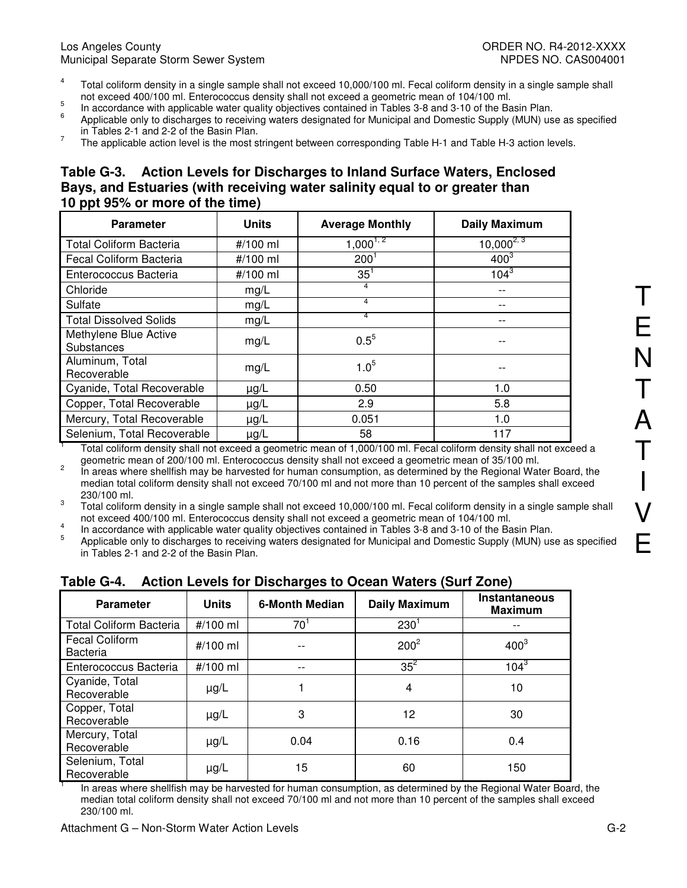4. Total coliform density in a single sample shall not exceed 10,000/100 ml. Fecal coliform density in a single sample shall not exceed 400/100 ml. Enterococcus density shall not exceed a geometric mean of 104/100 ml.
5. In accordance with applicable water quality objectives contained in Tables 3-8 and 3-10 of the Basin Plan.
6. Applicable only to discharges to receiving waters designated for Municipal and Domestic Supply (MUN) use as specified in Tables 2-1 and 2-2 of the Basin Plan.
7. The applicable action level is the most stringent between corresponding Table H-1 and Table H-3 action levels.

### Table G-3. Action Levels for Discharges to Inland Surface Waters, Enclosed Bays, and Estuaries (with receiving water salinity equal to or greater than 10 ppt 95% or more of the time)

| Parameter | Units | Average Monthly | Daily Maximum |
|---|---|---|---|
| Total Coliform Bacteria | #/100 ml | 1,000[1, 2] | 10,000[2, 3] |
| Fecal Coliform Bacteria | #/100 ml | 200[1] | 400[3] |
| Enterococcus Bacteria | #/100 ml | 35[1] | 104[3] |
| Chloride | mg/L | [4] | -- |
| Sulfate | mg/L | [4] | -- |
| Total Dissolved Solids | mg/L | [4] | -- |
| Methylene Blue Active Substances | mg/L | 0.5[5] | -- |
| Aluminum, Total Recoverable | mg/L | 1.0[5] | -- |
| Cyanide, Total Recoverable | µg/L | 0.50 | 1.0 |
| Copper, Total Recoverable | µg/L | 2.9 | 5.8 |
| Mercury, Total Recoverable | µg/L | 0.051 | 1.0 |
| Selenium, Total Recoverable | µg/L | 58 | 117 |

1. Total coliform density shall not exceed a geometric mean of 1,000/100 ml. Fecal coliform density shall not exceed a geometric mean of 200/100 ml. Enterococcus density shall not exceed a geometric mean of 35/100 ml.
2. In areas where shellfish may be harvested for human consumption, as determined by the Regional Water Board, the median total coliform density shall not exceed 70/100 ml and not more than 10 percent of the samples shall exceed 230/100 ml.
3. Total coliform density in a single sample shall not exceed 10,000/100 ml. Fecal coliform density in a single sample shall not exceed 400/100 ml. Enterococcus density shall not exceed a geometric mean of 104/100 ml.
4. In accordance with applicable water quality objectives contained in Tables 3-8 and 3-10 of the Basin Plan.
5. Applicable only to discharges to receiving waters designated for Municipal and Domestic Supply (MUN) use as specified in Tables 2-1 and 2-2 of the Basin Plan.

### Table G-4. Action Levels for Discharges to Ocean Waters (Surf Zone)

| Parameter | Units | 6-Month Median | Daily Maximum | Instantaneous Maximum |
|---|---|---|---|---|
| Total Coliform Bacteria | #/100 ml | 70[1] | 230[1] | -- |
| Fecal Coliform Bacteria | #/100 ml | -- | 200[2] | 400[3] |
| Enterococcus Bacteria | #/100 ml | -- | 35[2] | 104[3] |
| Cyanide, Total Recoverable | µg/L | 1 | 4 | 10 |
| Copper, Total Recoverable | µg/L | 3 | 12 | 30 |
| Mercury, Total Recoverable | µg/L | 0.04 | 0.16 | 0.4 |
| Selenium, Total Recoverable | µg/L | 15 | 60 | 150 |

1. In areas where shellfish may be harvested for human consumption, as determined by the Regional Water Board, the median total coliform density shall not exceed 70/100 ml and not more than 10 percent of the samples shall exceed 230/100 ml.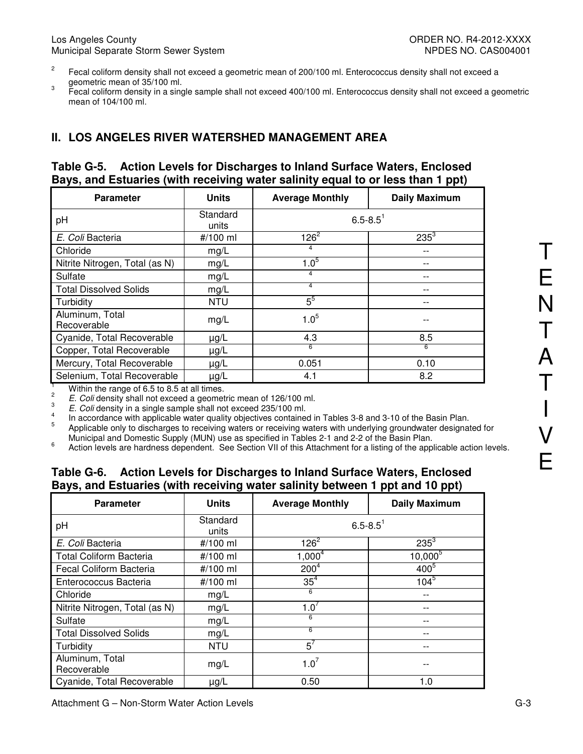[2] Fecal coliform density shall not exceed a geometric mean of 200/100 ml. Enterococcus density shall not exceed a geometric mean of 35/100 ml.

[3] Fecal coliform density in a single sample shall not exceed 400/100 ml. Enterococcus density shall not exceed a geometric mean of 104/100 ml.

## II. LOS ANGELES RIVER WATERSHED MANAGEMENT AREA

### Table G-5. Action Levels for Discharges to Inland Surface Waters, Enclosed Bays, and Estuaries (with receiving water salinity equal to or less than 1 ppt)

| Parameter | Units | Average Monthly | Daily Maximum |
|---|---|---|---|
| pH | Standard units | 6.5-8.5[1] | |
| *E. Coli* Bacteria | #/100 ml | 126[2] | 235[3] |
| Chloride | mg/L | [4] | -- |
| Nitrite Nitrogen, Total (as N) | mg/L | 1.0[5] | -- |
| Sulfate | mg/L | [4] | -- |
| Total Dissolved Solids | mg/L | [4] | -- |
| Turbidity | NTU | 5[5] | -- |
| Aluminum, Total Recoverable | mg/L | 1.0[5] | -- |
| Cyanide, Total Recoverable | µg/L | 4.3 | 8.5 |
| Copper, Total Recoverable | µg/L | [6] | [6] |
| Mercury, Total Recoverable | µg/L | 0.051 | 0.10 |
| Selenium, Total Recoverable | µg/L | 4.1 | 8.2 |

[1] Within the range of 6.5 to 8.5 at all times.

[2] *E. Coli* density shall not exceed a geometric mean of 126/100 ml.

[3] *E. Coli* density in a single sample shall not exceed 235/100 ml.

[4] In accordance with applicable water quality objectives contained in Tables 3-8 and 3-10 of the Basin Plan.

[5] Applicable only to discharges to receiving waters or receiving waters with underlying groundwater designated for Municipal and Domestic Supply (MUN) use as specified in Tables 2-1 and 2-2 of the Basin Plan.

[6] Action levels are hardness dependent. See Section VII of this Attachment for a listing of the applicable action levels.

### Table G-6. Action Levels for Discharges to Inland Surface Waters, Enclosed Bays, and Estuaries (with receiving water salinity between 1 ppt and 10 ppt)

| Parameter | Units | Average Monthly | Daily Maximum |
|---|---|---|---|
| pH | Standard units | 6.5-8.5[1] | |
| *E. Coli* Bacteria | #/100 ml | 126[2] | 235[3] |
| Total Coliform Bacteria | #/100 ml | 1,000[4] | 10,000[5] |
| Fecal Coliform Bacteria | #/100 ml | 200[4] | 400[5] |
| Enterococcus Bacteria | #/100 ml | 35[4] | 104[5] |
| Chloride | mg/L | [6] | -- |
| Nitrite Nitrogen, Total (as N) | mg/L | 1.0[7] | -- |
| Sulfate | mg/L | [6] | -- |
| Total Dissolved Solids | mg/L | [6] | -- |
| Turbidity | NTU | 5[7] | -- |
| Aluminum, Total Recoverable | mg/L | 1.0[7] | -- |
| Cyanide, Total Recoverable | µg/L | 0.50 | 1.0 |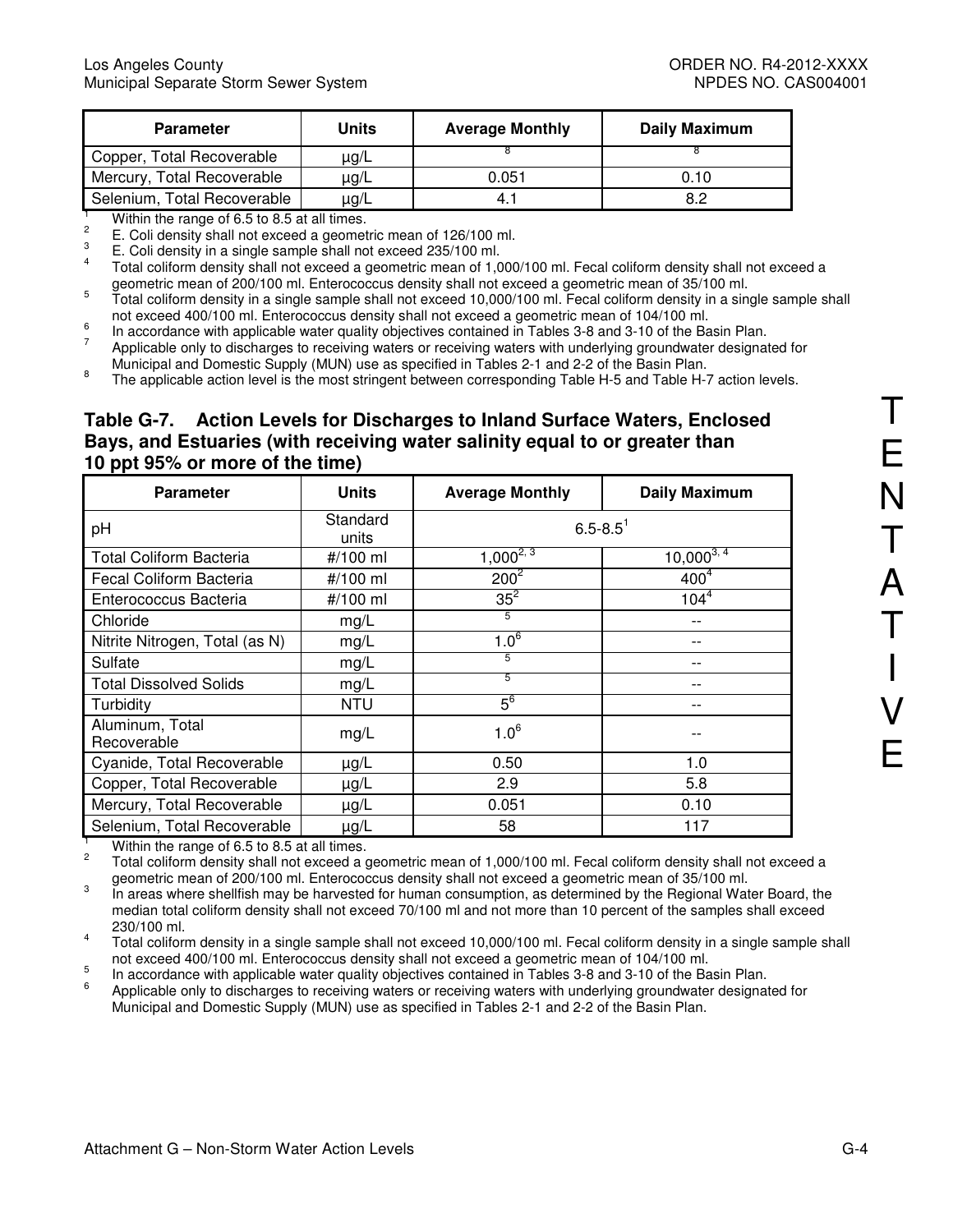| Parameter | Units | Average Monthly | Daily Maximum |
| --- | --- | --- | --- |
| Copper, Total Recoverable | µg/L | [8] | [8] |
| Mercury, Total Recoverable | µg/L | 0.051 | 0.10 |
| Selenium, Total Recoverable | µg/L | 4.1 | 8.2 |

[1] Within the range of 6.5 to 8.5 at all times.
[2] E. Coli density shall not exceed a geometric mean of 126/100 ml.
[3] E. Coli density in a single sample shall not exceed 235/100 ml.
[4] Total coliform density shall not exceed a geometric mean of 1,000/100 ml. Fecal coliform density shall not exceed a geometric mean of 200/100 ml. Enterococcus density shall not exceed a geometric mean of 35/100 ml.
[5] Total coliform density in a single sample shall not exceed 10,000/100 ml. Fecal coliform density in a single sample shall not exceed 400/100 ml. Enterococcus density shall not exceed a geometric mean of 104/100 ml.
[6] In accordance with applicable water quality objectives contained in Tables 3-8 and 3-10 of the Basin Plan.
[7] Applicable only to discharges to receiving waters or receiving waters with underlying groundwater designated for Municipal and Domestic Supply (MUN) use as specified in Tables 2-1 and 2-2 of the Basin Plan.
[8] The applicable action level is the most stringent between corresponding Table H-5 and Table H-7 action levels.

### Table G-7. Action Levels for Discharges to Inland Surface Waters, Enclosed Bays, and Estuaries (with receiving water salinity equal to or greater than 10 ppt 95% or more of the time)

| Parameter | Units | Average Monthly | Daily Maximum |
| --- | --- | --- | --- |
| pH | Standard units | 6.5-8.5[1] | |
| Total Coliform Bacteria | #/100 ml | 1,000[2, 3] | 10,000[3, 4] |
| Fecal Coliform Bacteria | #/100 ml | 200[2] | 400[4] |
| Enterococcus Bacteria | #/100 ml | 35[2] | 104[4] |
| Chloride | mg/L | [5] | -- |
| Nitrite Nitrogen, Total (as N) | mg/L | 1.0[6] | -- |
| Sulfate | mg/L | [5] | -- |
| Total Dissolved Solids | mg/L | [5] | -- |
| Turbidity | NTU | 5[6] | -- |
| Aluminum, Total Recoverable | mg/L | 1.0[6] | -- |
| Cyanide, Total Recoverable | µg/L | 0.50 | 1.0 |
| Copper, Total Recoverable | µg/L | 2.9 | 5.8 |
| Mercury, Total Recoverable | µg/L | 0.051 | 0.10 |
| Selenium, Total Recoverable | µg/L | 58 | 117 |

[1] Within the range of 6.5 to 8.5 at all times.
[2] Total coliform density shall not exceed a geometric mean of 1,000/100 ml. Fecal coliform density shall not exceed a geometric mean of 200/100 ml. Enterococcus density shall not exceed a geometric mean of 35/100 ml.
[3] In areas where shellfish may be harvested for human consumption, as determined by the Regional Water Board, the median total coliform density shall not exceed 70/100 ml and not more than 10 percent of the samples shall exceed 230/100 ml.
[4] Total coliform density in a single sample shall not exceed 10,000/100 ml. Fecal coliform density in a single sample shall not exceed 400/100 ml. Enterococcus density shall not exceed a geometric mean of 104/100 ml.
[5] In accordance with applicable water quality objectives contained in Tables 3-8 and 3-10 of the Basin Plan.
[6] Applicable only to discharges to receiving waters or receiving waters with underlying groundwater designated for Municipal and Domestic Supply (MUN) use as specified in Tables 2-1 and 2-2 of the Basin Plan.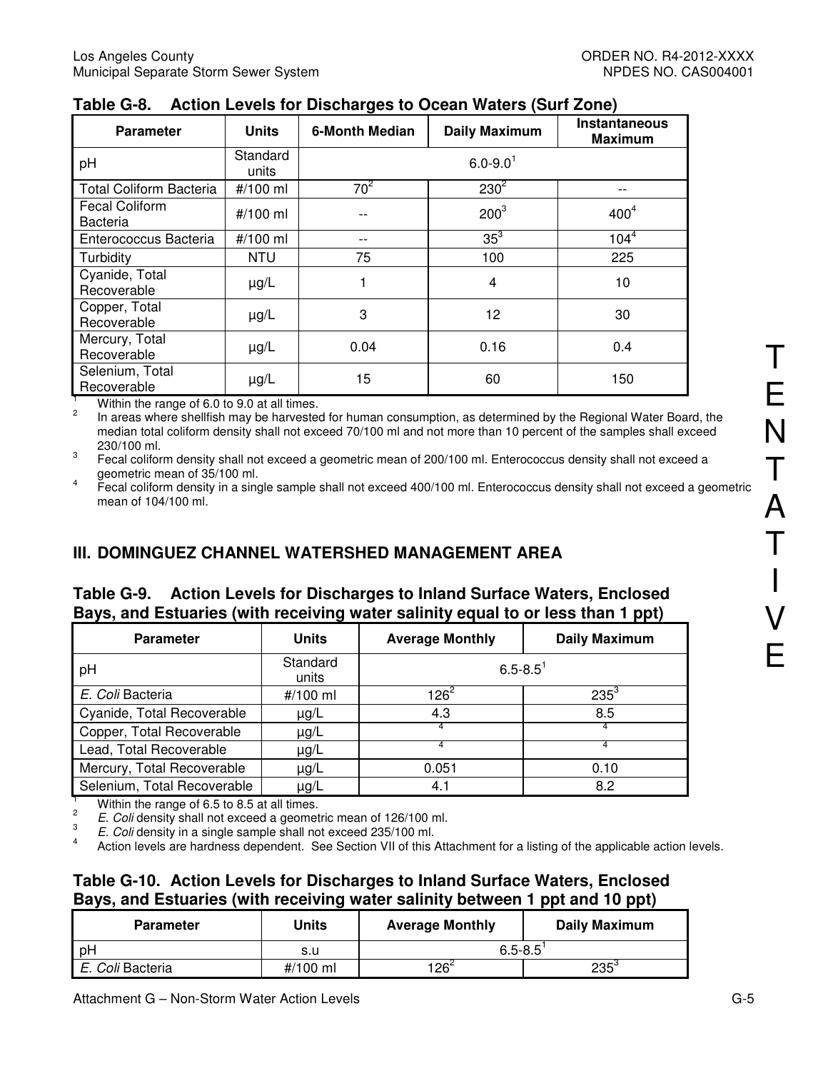**Table G-8. Action Levels for Discharges to Ocean Waters (Surf Zone)**

| Parameter | Units | 6-Month Median | Daily Maximum | Instantaneous Maximum |
|---|---|---|---|---|
| pH | Standard units | 6.0-9.0[1] | | |
| Total Coliform Bacteria | #/100 ml | 70[2] | 230[2] | -- |
| Fecal Coliform Bacteria | #/100 ml | -- | 200[3] | 400[4] |
| Enterococcus Bacteria | #/100 ml | -- | 35[3] | 104[4] |
| Turbidity | NTU | 75 | 100 | 225 |
| Cyanide, Total Recoverable | µg/L | 1 | 4 | 10 |
| Copper, Total Recoverable | µg/L | 3 | 12 | 30 |
| Mercury, Total Recoverable | µg/L | 0.04 | 0.16 | 0.4 |
| Selenium, Total Recoverable | µg/L | 15 | 60 | 150 |

[1] Within the range of 6.0 to 9.0 at all times.

[2] In areas where shellfish may be harvested for human consumption, as determined by the Regional Water Board, the median total coliform density shall not exceed 70/100 ml and not more than 10 percent of the samples shall exceed 230/100 ml.

[3] Fecal coliform density shall not exceed a geometric mean of 200/100 ml. Enterococcus density shall not exceed a geometric mean of 35/100 ml.

[4] Fecal coliform density in a single sample shall not exceed 400/100 ml. Enterococcus density shall not exceed a geometric mean of 104/100 ml.

## III. DOMINGUEZ CHANNEL WATERSHED MANAGEMENT AREA

**Table G-9. Action Levels for Discharges to Inland Surface Waters, Enclosed Bays, and Estuaries (with receiving water salinity equal to or less than 1 ppt)**

| Parameter | Units | Average Monthly | Daily Maximum |
|---|---|---|---|
| pH | Standard units | 6.5-8.5[1] | |
| *E. Coli* Bacteria | #/100 ml | 126[2] | 235[3] |
| Cyanide, Total Recoverable | µg/L | 4.3 | 8.5 |
| Copper, Total Recoverable | µg/L | [4] | [4] |
| Lead, Total Recoverable | µg/L | [4] | [4] |
| Mercury, Total Recoverable | µg/L | 0.051 | 0.10 |
| Selenium, Total Recoverable | µg/L | 4.1 | 8.2 |

[1] Within the range of 6.5 to 8.5 at all times.

[2] *E. Coli* density shall not exceed a geometric mean of 126/100 ml.

[3] *E. Coli* density in a single sample shall not exceed 235/100 ml.

[4] Action levels are hardness dependent. See Section VII of this Attachment for a listing of the applicable action levels.

**Table G-10. Action Levels for Discharges to Inland Surface Waters, Enclosed Bays, and Estuaries (with receiving water salinity between 1 ppt and 10 ppt)**

| Parameter | Units | Average Monthly | Daily Maximum |
|---|---|---|---|
| pH | s.u | 6.5-8.5[1] | |
| *E. Coli* Bacteria | #/100 ml | 126[2] | 235[3] |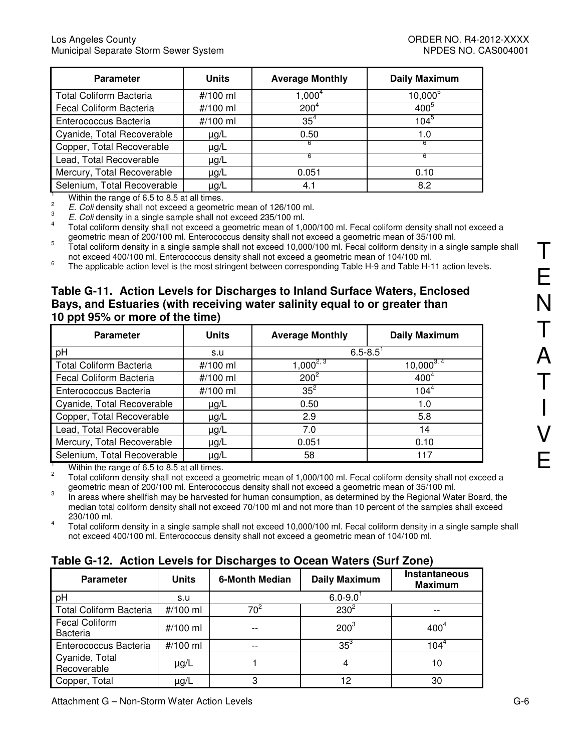| Parameter | Units | Average Monthly | Daily Maximum |
|---|---|---|---|
| Total Coliform Bacteria | #/100 ml | 1,000[4] | 10,000[5] |
| Fecal Coliform Bacteria | #/100 ml | 200[4] | 400[5] |
| Enterococcus Bacteria | #/100 ml | 35[4] | 104[5] |
| Cyanide, Total Recoverable | µg/L | 0.50 | 1.0 |
| Copper, Total Recoverable | µg/L | [6] | [6] |
| Lead, Total Recoverable | µg/L | [6] | [6] |
| Mercury, Total Recoverable | µg/L | 0.051 | 0.10 |
| Selenium, Total Recoverable | µg/L | 4.1 | 8.2 |

[1] Within the range of 6.5 to 8.5 at all times.
[2] *E. Coli* density shall not exceed a geometric mean of 126/100 ml.
[3] *E. Coli* density in a single sample shall not exceed 235/100 ml.
[4] Total coliform density shall not exceed a geometric mean of 1,000/100 ml. Fecal coliform density shall not exceed a geometric mean of 200/100 ml. Enterococcus density shall not exceed a geometric mean of 35/100 ml.
[5] Total coliform density in a single sample shall not exceed 10,000/100 ml. Fecal coliform density in a single sample shall not exceed 400/100 ml. Enterococcus density shall not exceed a geometric mean of 104/100 ml.
[6] The applicable action level is the most stringent between corresponding Table H-9 and Table H-11 action levels.

### Table G-11. Action Levels for Discharges to Inland Surface Waters, Enclosed Bays, and Estuaries (with receiving water salinity equal to or greater than 10 ppt 95% or more of the time)

| Parameter | Units | Average Monthly | Daily Maximum |
|---|---|---|---|
| pH | s.u | 6.5-8.5[1] | |
| Total Coliform Bacteria | #/100 ml | 1,000[2, 3] | 10,000[3, 4] |
| Fecal Coliform Bacteria | #/100 ml | 200[2] | 400[4] |
| Enterococcus Bacteria | #/100 ml | 35[2] | 104[4] |
| Cyanide, Total Recoverable | µg/L | 0.50 | 1.0 |
| Copper, Total Recoverable | µg/L | 2.9 | 5.8 |
| Lead, Total Recoverable | µg/L | 7.0 | 14 |
| Mercury, Total Recoverable | µg/L | 0.051 | 0.10 |
| Selenium, Total Recoverable | µg/L | 58 | 117 |

[1] Within the range of 6.5 to 8.5 at all times.
[2] Total coliform density shall not exceed a geometric mean of 1,000/100 ml. Fecal coliform density shall not exceed a geometric mean of 200/100 ml. Enterococcus density shall not exceed a geometric mean of 35/100 ml.
[3] In areas where shellfish may be harvested for human consumption, as determined by the Regional Water Board, the median total coliform density shall not exceed 70/100 ml and not more than 10 percent of the samples shall exceed 230/100 ml.
[4] Total coliform density in a single sample shall not exceed 10,000/100 ml. Fecal coliform density in a single sample shall not exceed 400/100 ml. Enterococcus density shall not exceed a geometric mean of 104/100 ml.

### Table G-12. Action Levels for Discharges to Ocean Waters (Surf Zone)

| Parameter | Units | 6-Month Median | Daily Maximum | Instantaneous Maximum |
|---|---|---|---|---|
| pH | s.u | 6.0-9.0[1] | | |
| Total Coliform Bacteria | #/100 ml | 70[2] | 230[2] | -- |
| Fecal Coliform Bacteria | #/100 ml | -- | 200[3] | 400[4] |
| Enterococcus Bacteria | #/100 ml | -- | 35[3] | 104[4] |
| Cyanide, Total Recoverable | µg/L | 1 | 4 | 10 |
| Copper, Total | µg/L | 3 | 12 | 30 |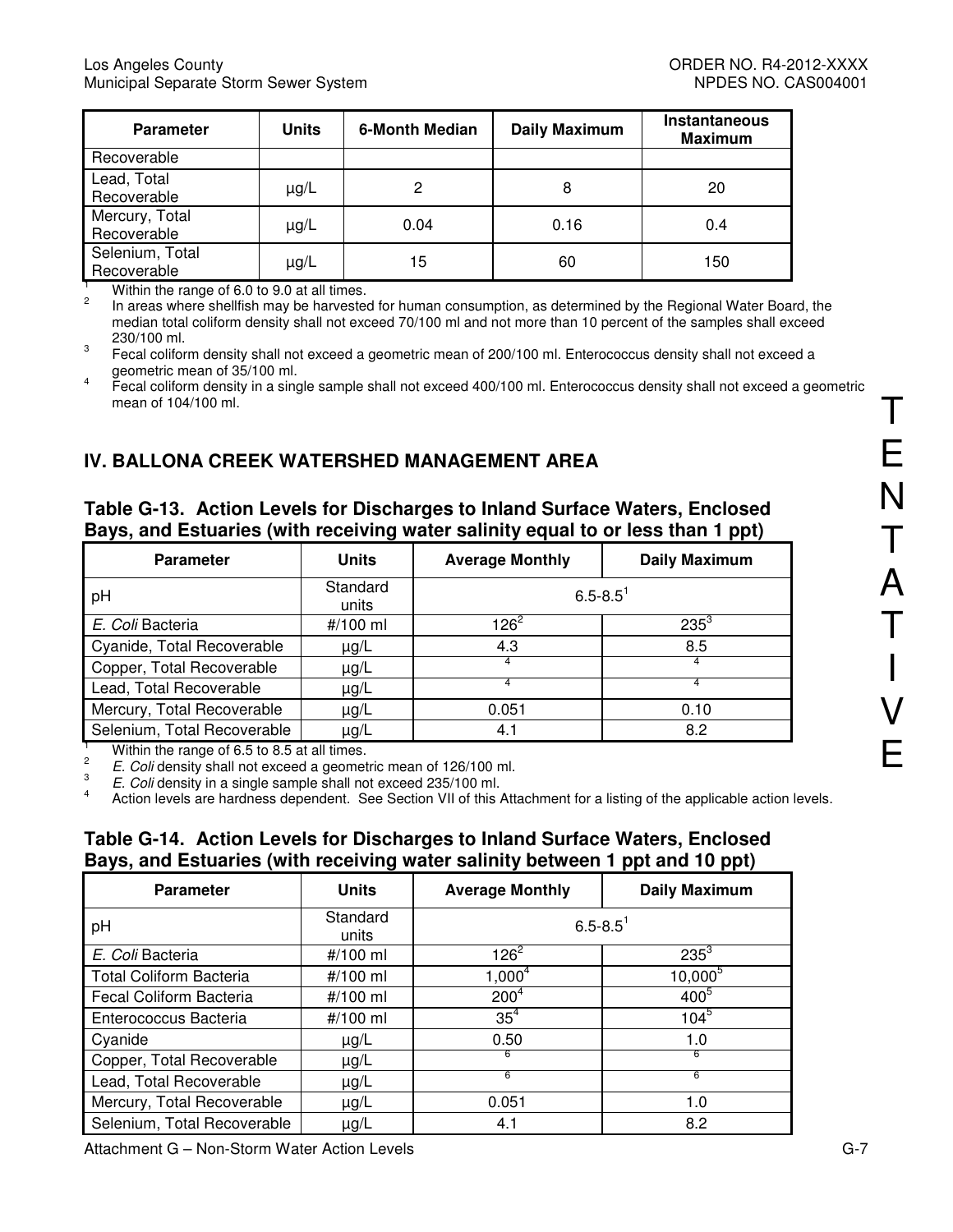| Parameter | Units | 6-Month Median | Daily Maximum | Instantaneous Maximum |
|---|---|---|---|---|
| Recoverable | | | | |
| Lead, Total Recoverable | μg/L | 2 | 8 | 20 |
| Mercury, Total Recoverable | μg/L | 0.04 | 0.16 | 0.4 |
| Selenium, Total Recoverable | μg/L | 15 | 60 | 150 |

[1] Within the range of 6.0 to 9.0 at all times.
[2] In areas where shellfish may be harvested for human consumption, as determined by the Regional Water Board, the median total coliform density shall not exceed 70/100 ml and not more than 10 percent of the samples shall exceed 230/100 ml.
[3] Fecal coliform density shall not exceed a geometric mean of 200/100 ml. Enterococcus density shall not exceed a geometric mean of 35/100 ml.
[4] Fecal coliform density in a single sample shall not exceed 400/100 ml. Enterococcus density shall not exceed a geometric mean of 104/100 ml.

## IV. BALLONA CREEK WATERSHED MANAGEMENT AREA

### Table G-13. Action Levels for Discharges to Inland Surface Waters, Enclosed Bays, and Estuaries (with receiving water salinity equal to or less than 1 ppt)

| Parameter | Units | Average Monthly | Daily Maximum |
|---|---|---|---|
| pH | Standard units | 6.5-8.5[1] | |
| *E. Coli* Bacteria | #/100 ml | 126[2] | 235[3] |
| Cyanide, Total Recoverable | μg/L | 4.3 | 8.5 |
| Copper, Total Recoverable | μg/L | [4] | [4] |
| Lead, Total Recoverable | μg/L | [4] | [4] |
| Mercury, Total Recoverable | μg/L | 0.051 | 0.10 |
| Selenium, Total Recoverable | μg/L | 4.1 | 8.2 |

[1] Within the range of 6.5 to 8.5 at all times.
[2] *E. Coli* density shall not exceed a geometric mean of 126/100 ml.
[3] *E. Coli* density in a single sample shall not exceed 235/100 ml.
[4] Action levels are hardness dependent. See Section VII of this Attachment for a listing of the applicable action levels.

### Table G-14. Action Levels for Discharges to Inland Surface Waters, Enclosed Bays, and Estuaries (with receiving water salinity between 1 ppt and 10 ppt)

| Parameter | Units | Average Monthly | Daily Maximum |
|---|---|---|---|
| pH | Standard units | 6.5-8.5[1] | |
| *E. Coli* Bacteria | #/100 ml | 126[2] | 235[3] |
| Total Coliform Bacteria | #/100 ml | 1,000[4] | 10,000[5] |
| Fecal Coliform Bacteria | #/100 ml | 200[4] | 400[5] |
| Enterococcus Bacteria | #/100 ml | 35[4] | 104[5] |
| Cyanide | μg/L | 0.50 | 1.0 |
| Copper, Total Recoverable | μg/L | [6] | [6] |
| Lead, Total Recoverable | μg/L | [6] | [6] |
| Mercury, Total Recoverable | μg/L | 0.051 | 1.0 |
| Selenium, Total Recoverable | μg/L | 4.1 | 8.2 |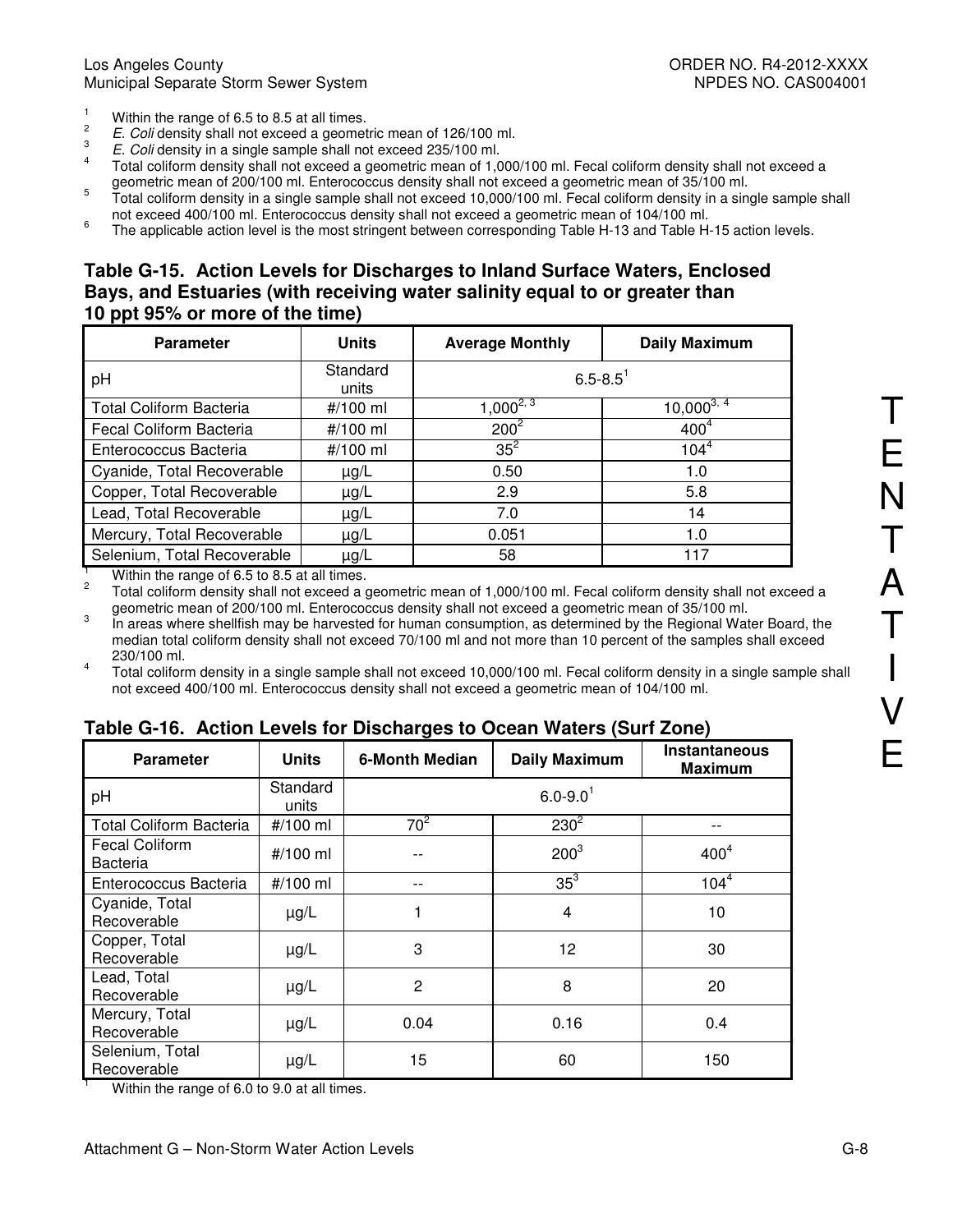[1] Within the range of 6.5 to 8.5 at all times.
[2] *E. Coli* density shall not exceed a geometric mean of 126/100 ml.
[3] *E. Coli* density in a single sample shall not exceed 235/100 ml.
[4] Total coliform density shall not exceed a geometric mean of 1,000/100 ml. Fecal coliform density shall not exceed a geometric mean of 200/100 ml. Enterococcus density shall not exceed a geometric mean of 35/100 ml.
[5] Total coliform density in a single sample shall not exceed 10,000/100 ml. Fecal coliform density in a single sample shall not exceed 400/100 ml. Enterococcus density shall not exceed a geometric mean of 104/100 ml.
[6] The applicable action level is the most stringent between corresponding Table H-13 and Table H-15 action levels.

### Table G-15. Action Levels for Discharges to Inland Surface Waters, Enclosed Bays, and Estuaries (with receiving water salinity equal to or greater than 10 ppt 95% or more of the time)

| Parameter | Units | Average Monthly | Daily Maximum |
|---|---|---|---|
| pH | Standard units | 6.5-8.5[1] | |
| Total Coliform Bacteria | #/100 ml | 1,000[2, 3] | 10,000[3, 4] |
| Fecal Coliform Bacteria | #/100 ml | 200[2] | 400[4] |
| Enterococcus Bacteria | #/100 ml | 35[2] | 104[4] |
| Cyanide, Total Recoverable | µg/L | 0.50 | 1.0 |
| Copper, Total Recoverable | µg/L | 2.9 | 5.8 |
| Lead, Total Recoverable | µg/L | 7.0 | 14 |
| Mercury, Total Recoverable | µg/L | 0.051 | 1.0 |
| Selenium, Total Recoverable | µg/L | 58 | 117 |

[1] Within the range of 6.5 to 8.5 at all times.
[2] Total coliform density shall not exceed a geometric mean of 1,000/100 ml. Fecal coliform density shall not exceed a geometric mean of 200/100 ml. Enterococcus density shall not exceed a geometric mean of 35/100 ml.
[3] In areas where shellfish may be harvested for human consumption, as determined by the Regional Water Board, the median total coliform density shall not exceed 70/100 ml and not more than 10 percent of the samples shall exceed 230/100 ml.
[4] Total coliform density in a single sample shall not exceed 10,000/100 ml. Fecal coliform density in a single sample shall not exceed 400/100 ml. Enterococcus density shall not exceed a geometric mean of 104/100 ml.

### Table G-16. Action Levels for Discharges to Ocean Waters (Surf Zone)

| Parameter | Units | 6-Month Median | Daily Maximum | Instantaneous Maximum |
|---|---|---|---|---|
| pH | Standard units | 6.0-9.0[1] | | |
| Total Coliform Bacteria | #/100 ml | 70[2] | 230[2] | -- |
| Fecal Coliform Bacteria | #/100 ml | -- | 200[3] | 400[4] |
| Enterococcus Bacteria | #/100 ml | -- | 35[3] | 104[4] |
| Cyanide, Total Recoverable | µg/L | 1 | 4 | 10 |
| Copper, Total Recoverable | µg/L | 3 | 12 | 30 |
| Lead, Total Recoverable | µg/L | 2 | 8 | 20 |
| Mercury, Total Recoverable | µg/L | 0.04 | 0.16 | 0.4 |
| Selenium, Total Recoverable | µg/L | 15 | 60 | 150 |

[1] Within the range of 6.0 to 9.0 at all times.

TENTATIVE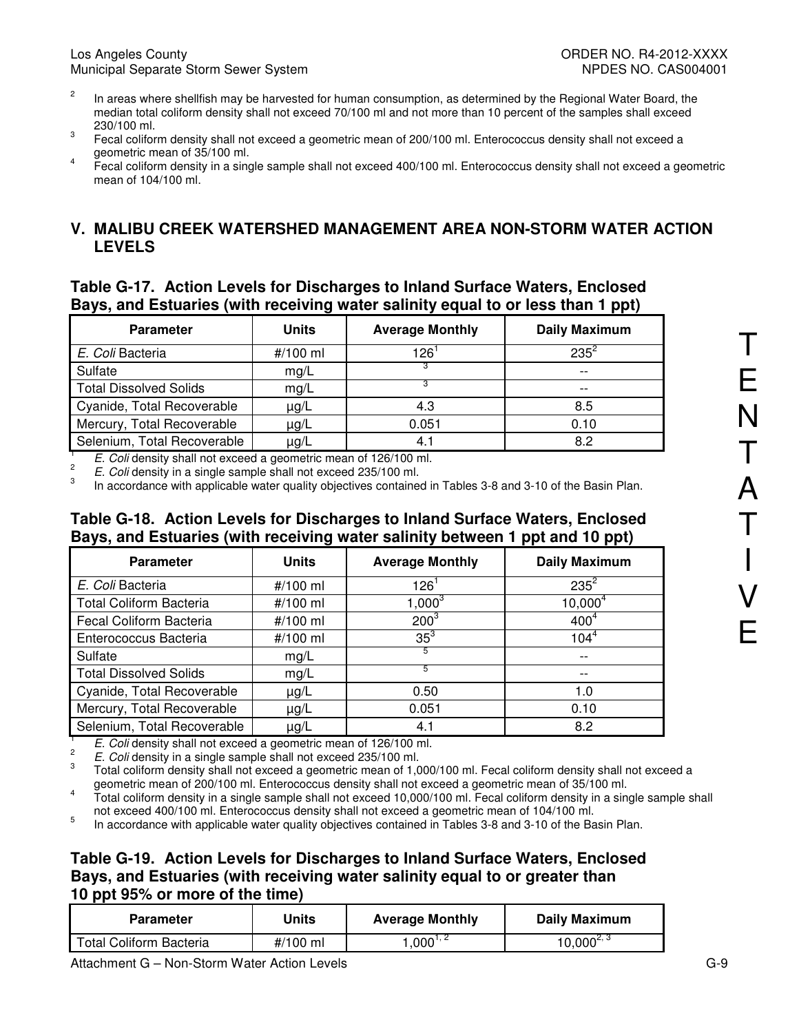2 In areas where shellfish may be harvested for human consumption, as determined by the Regional Water Board, the median total coliform density shall not exceed 70/100 ml and not more than 10 percent of the samples shall exceed 230/100 ml.

3 Fecal coliform density shall not exceed a geometric mean of 200/100 ml. Enterococcus density shall not exceed a geometric mean of 35/100 ml.

4 Fecal coliform density in a single sample shall not exceed 400/100 ml. Enterococcus density shall not exceed a geometric mean of 104/100 ml.

## V. MALIBU CREEK WATERSHED MANAGEMENT AREA NON-STORM WATER ACTION LEVELS

### Table G-17. Action Levels for Discharges to Inland Surface Waters, Enclosed Bays, and Estuaries (with receiving water salinity equal to or less than 1 ppt)

| Parameter | Units | Average Monthly | Daily Maximum |
|---|---|---|---|
| *E. Coli* Bacteria | #/100 ml | 126[1] | 235[2] |
| Sulfate | mg/L | [3] | -- |
| Total Dissolved Solids | mg/L | [3] | -- |
| Cyanide, Total Recoverable | µg/L | 4.3 | 8.5 |
| Mercury, Total Recoverable | µg/L | 0.051 | 0.10 |
| Selenium, Total Recoverable | µg/L | 4.1 | 8.2 |

1 *E. Coli* density shall not exceed a geometric mean of 126/100 ml.

2 *E. Coli* density in a single sample shall not exceed 235/100 ml.

3 In accordance with applicable water quality objectives contained in Tables 3-8 and 3-10 of the Basin Plan.

### Table G-18. Action Levels for Discharges to Inland Surface Waters, Enclosed Bays, and Estuaries (with receiving water salinity between 1 ppt and 10 ppt)

| Parameter | Units | Average Monthly | Daily Maximum |
|---|---|---|---|
| *E. Coli* Bacteria | #/100 ml | 126[1] | 235[2] |
| Total Coliform Bacteria | #/100 ml | 1,000[3] | 10,000[4] |
| Fecal Coliform Bacteria | #/100 ml | 200[3] | 400[4] |
| Enterococcus Bacteria | #/100 ml | 35[3] | 104[4] |
| Sulfate | mg/L | [5] | -- |
| Total Dissolved Solids | mg/L | [5] | -- |
| Cyanide, Total Recoverable | µg/L | 0.50 | 1.0 |
| Mercury, Total Recoverable | µg/L | 0.051 | 0.10 |
| Selenium, Total Recoverable | µg/L | 4.1 | 8.2 |

1 *E. Coli* density shall not exceed a geometric mean of 126/100 ml.

2 *E. Coli* density in a single sample shall not exceed 235/100 ml.

3 Total coliform density shall not exceed a geometric mean of 1,000/100 ml. Fecal coliform density shall not exceed a geometric mean of 200/100 ml. Enterococcus density shall not exceed a geometric mean of 35/100 ml.

4 Total coliform density in a single sample shall not exceed 10,000/100 ml. Fecal coliform density in a single sample shall not exceed 400/100 ml. Enterococcus density shall not exceed a geometric mean of 104/100 ml.

5 In accordance with applicable water quality objectives contained in Tables 3-8 and 3-10 of the Basin Plan.

### Table G-19. Action Levels for Discharges to Inland Surface Waters, Enclosed Bays, and Estuaries (with receiving water salinity equal to or greater than 10 ppt 95% or more of the time)

| Parameter | Units | Average Monthly | Daily Maximum |
|---|---|---|---|
| Total Coliform Bacteria | #/100 ml | 1,000[1, 2] | 10,000[2, 3] |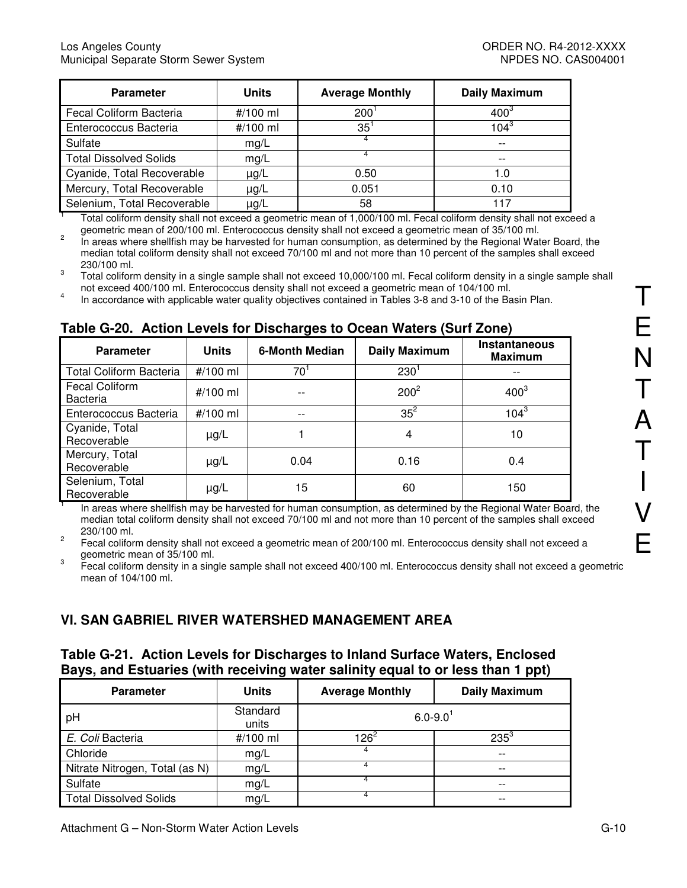| Parameter | Units | Average Monthly | Daily Maximum |
|---|---|---|---|
| Fecal Coliform Bacteria | #/100 ml | 200[1] | 400[3] |
| Enterococcus Bacteria | #/100 ml | 35[1] | 104[3] |
| Sulfate | mg/L | [4] | -- |
| Total Dissolved Solids | mg/L | [4] | -- |
| Cyanide, Total Recoverable | µg/L | 0.50 | 1.0 |
| Mercury, Total Recoverable | µg/L | 0.051 | 0.10 |
| Selenium, Total Recoverable | µg/L | 58 | 117 |

[1] Total coliform density shall not exceed a geometric mean of 1,000/100 ml. Fecal coliform density shall not exceed a geometric mean of 200/100 ml. Enterococcus density shall not exceed a geometric mean of 35/100 ml.

[2] In areas where shellfish may be harvested for human consumption, as determined by the Regional Water Board, the median total coliform density shall not exceed 70/100 ml and not more than 10 percent of the samples shall exceed 230/100 ml.

[3] Total coliform density in a single sample shall not exceed 10,000/100 ml. Fecal coliform density in a single sample shall not exceed 400/100 ml. Enterococcus density shall not exceed a geometric mean of 104/100 ml.

[4] In accordance with applicable water quality objectives contained in Tables 3-8 and 3-10 of the Basin Plan.

### Table G-20. Action Levels for Discharges to Ocean Waters (Surf Zone)

| Parameter | Units | 6-Month Median | Daily Maximum | Instantaneous Maximum |
|---|---|---|---|---|
| Total Coliform Bacteria | #/100 ml | 70[1] | 230[1] | -- |
| Fecal Coliform Bacteria | #/100 ml | -- | 200[2] | 400[3] |
| Enterococcus Bacteria | #/100 ml | -- | 35[2] | 104[3] |
| Cyanide, Total Recoverable | µg/L | 1 | 4 | 10 |
| Mercury, Total Recoverable | µg/L | 0.04 | 0.16 | 0.4 |
| Selenium, Total Recoverable | µg/L | 15 | 60 | 150 |

[1] In areas where shellfish may be harvested for human consumption, as determined by the Regional Water Board, the median total coliform density shall not exceed 70/100 ml and not more than 10 percent of the samples shall exceed 230/100 ml.

[2] Fecal coliform density shall not exceed a geometric mean of 200/100 ml. Enterococcus density shall not exceed a geometric mean of 35/100 ml.

[3] Fecal coliform density in a single sample shall not exceed 400/100 ml. Enterococcus density shall not exceed a geometric mean of 104/100 ml.

## VI. SAN GABRIEL RIVER WATERSHED MANAGEMENT AREA

### Table G-21. Action Levels for Discharges to Inland Surface Waters, Enclosed Bays, and Estuaries (with receiving water salinity equal to or less than 1 ppt)

| Parameter | Units | Average Monthly | Daily Maximum |
|---|---|---|---|
| pH | Standard units | 6.0-9.0[1] | |
| *E. Coli* Bacteria | #/100 ml | 126[2] | 235[3] |
| Chloride | mg/L | [4] | -- |
| Nitrate Nitrogen, Total (as N) | mg/L | [4] | -- |
| Sulfate | mg/L | [4] | -- |
| Total Dissolved Solids | mg/L | [4] | -- |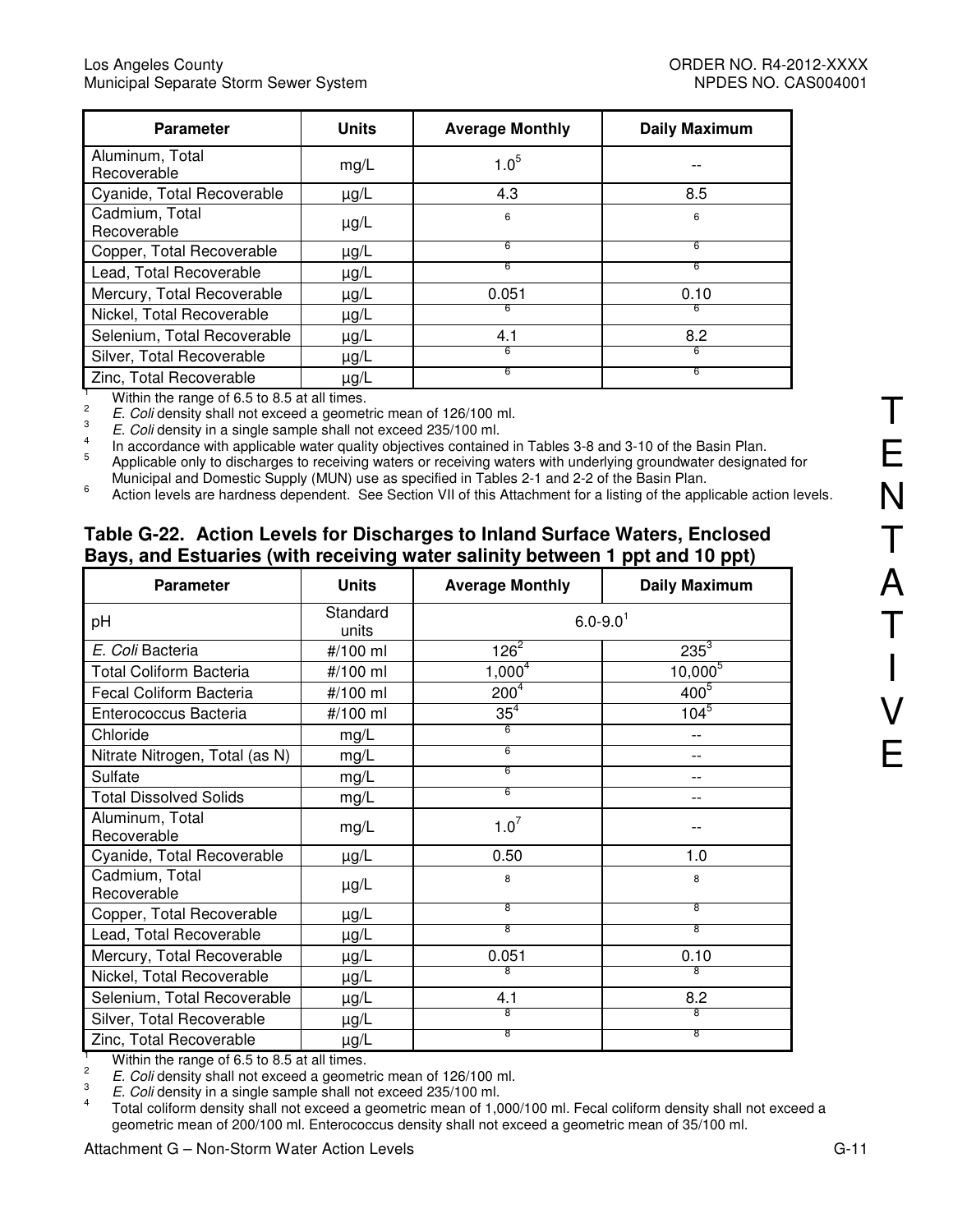| Parameter | Units | Average Monthly | Daily Maximum |
|---|---|---|---|
| Aluminum, Total Recoverable | mg/L | 1.0[5] | -- |
| Cyanide, Total Recoverable | μg/L | 4.3 | 8.5 |
| Cadmium, Total Recoverable | μg/L | [6] | [6] |
| Copper, Total Recoverable | μg/L | [6] | [6] |
| Lead, Total Recoverable | μg/L | [6] | [6] |
| Mercury, Total Recoverable | μg/L | 0.051 | 0.10 |
| Nickel, Total Recoverable | μg/L | [6] | [6] |
| Selenium, Total Recoverable | μg/L | 4.1 | 8.2 |
| Silver, Total Recoverable | μg/L | [6] | [6] |
| Zinc, Total Recoverable | μg/L | [6] | [6] |

[1] Within the range of 6.5 to 8.5 at all times.
[2] *E. Coli* density shall not exceed a geometric mean of 126/100 ml.
[3] *E. Coli* density in a single sample shall not exceed 235/100 ml.
[4] In accordance with applicable water quality objectives contained in Tables 3-8 and 3-10 of the Basin Plan.
[5] Applicable only to discharges to receiving waters or receiving waters with underlying groundwater designated for Municipal and Domestic Supply (MUN) use as specified in Tables 2-1 and 2-2 of the Basin Plan.
[6] Action levels are hardness dependent. See Section VII of this Attachment for a listing of the applicable action levels.

### Table G-22. Action Levels for Discharges to Inland Surface Waters, Enclosed Bays, and Estuaries (with receiving water salinity between 1 ppt and 10 ppt)

| Parameter | Units | Average Monthly | Daily Maximum |
|---|---|---|---|
| pH | Standard units | 6.0-9.0[1] | |
| *E. Coli* Bacteria | #/100 ml | 126[2] | 235[3] |
| Total Coliform Bacteria | #/100 ml | 1,000[4] | 10,000[5] |
| Fecal Coliform Bacteria | #/100 ml | 200[4] | 400[5] |
| Enterococcus Bacteria | #/100 ml | 35[4] | 104[5] |
| Chloride | mg/L | [6] | -- |
| Nitrate Nitrogen, Total (as N) | mg/L | [6] | -- |
| Sulfate | mg/L | [6] | -- |
| Total Dissolved Solids | mg/L | [6] | -- |
| Aluminum, Total Recoverable | mg/L | 1.0[7] | -- |
| Cyanide, Total Recoverable | μg/L | 0.50 | 1.0 |
| Cadmium, Total Recoverable | μg/L | [8] | [8] |
| Copper, Total Recoverable | μg/L | [8] | [8] |
| Lead, Total Recoverable | μg/L | [8] | [8] |
| Mercury, Total Recoverable | μg/L | 0.051 | 0.10 |
| Nickel, Total Recoverable | μg/L | [8] | [8] |
| Selenium, Total Recoverable | μg/L | 4.1 | 8.2 |
| Silver, Total Recoverable | μg/L | [8] | [8] |
| Zinc, Total Recoverable | μg/L | [8] | [8] |

[1] Within the range of 6.5 to 8.5 at all times.
[2] *E. Coli* density shall not exceed a geometric mean of 126/100 ml.
[3] *E. Coli* density in a single sample shall not exceed 235/100 ml.
[4] Total coliform density shall not exceed a geometric mean of 1,000/100 ml. Fecal coliform density shall not exceed a geometric mean of 200/100 ml. Enterococcus density shall not exceed a geometric mean of 35/100 ml.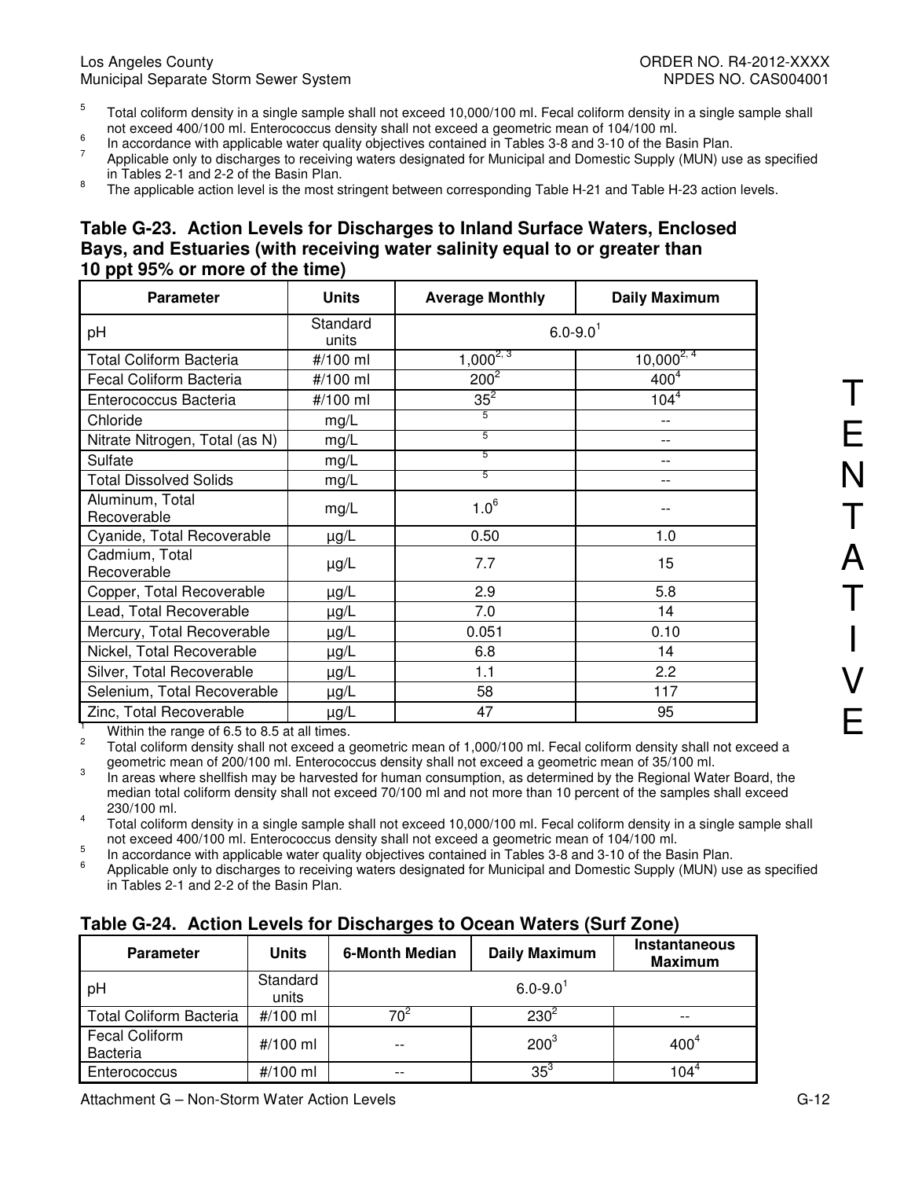5. Total coliform density in a single sample shall not exceed 10,000/100 ml. Fecal coliform density in a single sample shall not exceed 400/100 ml. Enterococcus density shall not exceed a geometric mean of 104/100 ml.
6. In accordance with applicable water quality objectives contained in Tables 3-8 and 3-10 of the Basin Plan.
7. Applicable only to discharges to receiving waters designated for Municipal and Domestic Supply (MUN) use as specified in Tables 2-1 and 2-2 of the Basin Plan.
8. The applicable action level is the most stringent between corresponding Table H-21 and Table H-23 action levels.

### Table G-23. Action Levels for Discharges to Inland Surface Waters, Enclosed Bays, and Estuaries (with receiving water salinity equal to or greater than 10 ppt 95% or more of the time)

| Parameter | Units | Average Monthly | Daily Maximum |
|---|---|---|---|
| pH | Standard units | 6.0-9.0[1] | |
| Total Coliform Bacteria | #/100 ml | 1,000[2, 3] | 10,000[2, 4] |
| Fecal Coliform Bacteria | #/100 ml | 200[2] | 400[4] |
| Enterococcus Bacteria | #/100 ml | 35[2] | 104[4] |
| Chloride | mg/L | [5] | -- |
| Nitrate Nitrogen, Total (as N) | mg/L | [5] | -- |
| Sulfate | mg/L | [5] | -- |
| Total Dissolved Solids | mg/L | [5] | -- |
| Aluminum, Total Recoverable | mg/L | 1.0[6] | -- |
| Cyanide, Total Recoverable | µg/L | 0.50 | 1.0 |
| Cadmium, Total Recoverable | µg/L | 7.7 | 15 |
| Copper, Total Recoverable | µg/L | 2.9 | 5.8 |
| Lead, Total Recoverable | µg/L | 7.0 | 14 |
| Mercury, Total Recoverable | µg/L | 0.051 | 0.10 |
| Nickel, Total Recoverable | µg/L | 6.8 | 14 |
| Silver, Total Recoverable | µg/L | 1.1 | 2.2 |
| Selenium, Total Recoverable | µg/L | 58 | 117 |
| Zinc, Total Recoverable | µg/L | 47 | 95 |

1. Within the range of 6.5 to 8.5 at all times.
2. Total coliform density shall not exceed a geometric mean of 1,000/100 ml. Fecal coliform density shall not exceed a geometric mean of 200/100 ml. Enterococcus density shall not exceed a geometric mean of 35/100 ml.
3. In areas where shellfish may be harvested for human consumption, as determined by the Regional Water Board, the median total coliform density shall not exceed 70/100 ml and not more than 10 percent of the samples shall exceed 230/100 ml.
4. Total coliform density in a single sample shall not exceed 10,000/100 ml. Fecal coliform density in a single sample shall not exceed 400/100 ml. Enterococcus density shall not exceed a geometric mean of 104/100 ml.
5. In accordance with applicable water quality objectives contained in Tables 3-8 and 3-10 of the Basin Plan.
6. Applicable only to discharges to receiving waters designated for Municipal and Domestic Supply (MUN) use as specified in Tables 2-1 and 2-2 of the Basin Plan.

### Table G-24. Action Levels for Discharges to Ocean Waters (Surf Zone)

| Parameter | Units | 6-Month Median | Daily Maximum | Instantaneous Maximum |
|---|---|---|---|---|
| pH | Standard units | 6.0-9.0[1] | | |
| Total Coliform Bacteria | #/100 ml | 70[2] | 230[2] | -- |
| Fecal Coliform Bacteria | #/100 ml | -- | 200[3] | 400[4] |
| Enterococcus | #/100 ml | -- | 35[3] | 104[4] |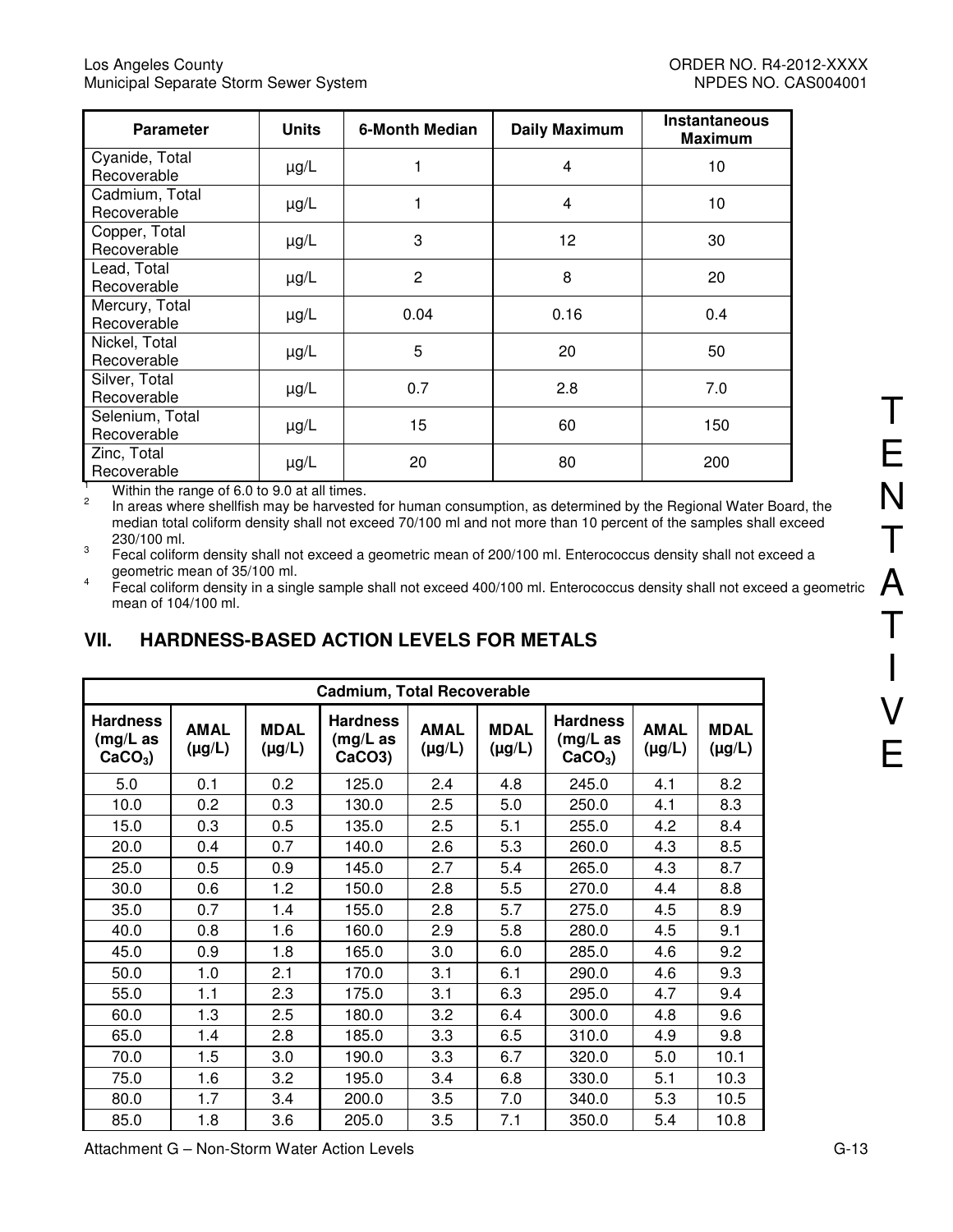| Parameter | Units | 6-Month Median | Daily Maximum | Instantaneous Maximum |
|---|---|---|---|---|
| Cyanide, Total Recoverable | μg/L | 1 | 4 | 10 |
| Cadmium, Total Recoverable | μg/L | 1 | 4 | 10 |
| Copper, Total Recoverable | μg/L | 3 | 12 | 30 |
| Lead, Total Recoverable | μg/L | 2 | 8 | 20 |
| Mercury, Total Recoverable | μg/L | 0.04 | 0.16 | 0.4 |
| Nickel, Total Recoverable | μg/L | 5 | 20 | 50 |
| Silver, Total Recoverable | μg/L | 0.7 | 2.8 | 7.0 |
| Selenium, Total Recoverable | μg/L | 15 | 60 | 150 |
| Zinc, Total Recoverable | μg/L | 20 | 80 | 200 |

[1] Within the range of 6.0 to 9.0 at all times.

[2] In areas where shellfish may be harvested for human consumption, as determined by the Regional Water Board, the median total coliform density shall not exceed 70/100 ml and not more than 10 percent of the samples shall exceed 230/100 ml.

[3] Fecal coliform density shall not exceed a geometric mean of 200/100 ml. Enterococcus density shall not exceed a geometric mean of 35/100 ml.

[4] Fecal coliform density in a single sample shall not exceed 400/100 ml. Enterococcus density shall not exceed a geometric mean of 104/100 ml.

## VII. HARDNESS-BASED ACTION LEVELS FOR METALS

| Cadmium, Total Recoverable | | | | | | | | |
|---|---|---|---|---|---|---|---|---|
| Hardness (mg/L as $CaCO_3$) | AMAL (μg/L) | MDAL (μg/L) | Hardness (mg/L as CaCO3) | AMAL (μg/L) | MDAL (μg/L) | Hardness (mg/L as $CaCO_3$) | AMAL (μg/L) | MDAL (μg/L) |
| 5.0 | 0.1 | 0.2 | 125.0 | 2.4 | 4.8 | 245.0 | 4.1 | 8.2 |
| 10.0 | 0.2 | 0.3 | 130.0 | 2.5 | 5.0 | 250.0 | 4.1 | 8.3 |
| 15.0 | 0.3 | 0.5 | 135.0 | 2.5 | 5.1 | 255.0 | 4.2 | 8.4 |
| 20.0 | 0.4 | 0.7 | 140.0 | 2.6 | 5.3 | 260.0 | 4.3 | 8.5 |
| 25.0 | 0.5 | 0.9 | 145.0 | 2.7 | 5.4 | 265.0 | 4.3 | 8.7 |
| 30.0 | 0.6 | 1.2 | 150.0 | 2.8 | 5.5 | 270.0 | 4.4 | 8.8 |
| 35.0 | 0.7 | 1.4 | 155.0 | 2.8 | 5.7 | 275.0 | 4.5 | 8.9 |
| 40.0 | 0.8 | 1.6 | 160.0 | 2.9 | 5.8 | 280.0 | 4.5 | 9.1 |
| 45.0 | 0.9 | 1.8 | 165.0 | 3.0 | 6.0 | 285.0 | 4.6 | 9.2 |
| 50.0 | 1.0 | 2.1 | 170.0 | 3.1 | 6.1 | 290.0 | 4.6 | 9.3 |
| 55.0 | 1.1 | 2.3 | 175.0 | 3.1 | 6.3 | 295.0 | 4.7 | 9.4 |
| 60.0 | 1.3 | 2.5 | 180.0 | 3.2 | 6.4 | 300.0 | 4.8 | 9.6 |
| 65.0 | 1.4 | 2.8 | 185.0 | 3.3 | 6.5 | 310.0 | 4.9 | 9.8 |
| 70.0 | 1.5 | 3.0 | 190.0 | 3.3 | 6.7 | 320.0 | 5.0 | 10.1 |
| 75.0 | 1.6 | 3.2 | 195.0 | 3.4 | 6.8 | 330.0 | 5.1 | 10.3 |
| 80.0 | 1.7 | 3.4 | 200.0 | 3.5 | 7.0 | 340.0 | 5.3 | 10.5 |
| 85.0 | 1.8 | 3.6 | 205.0 | 3.5 | 7.1 | 350.0 | 5.4 | 10.8 |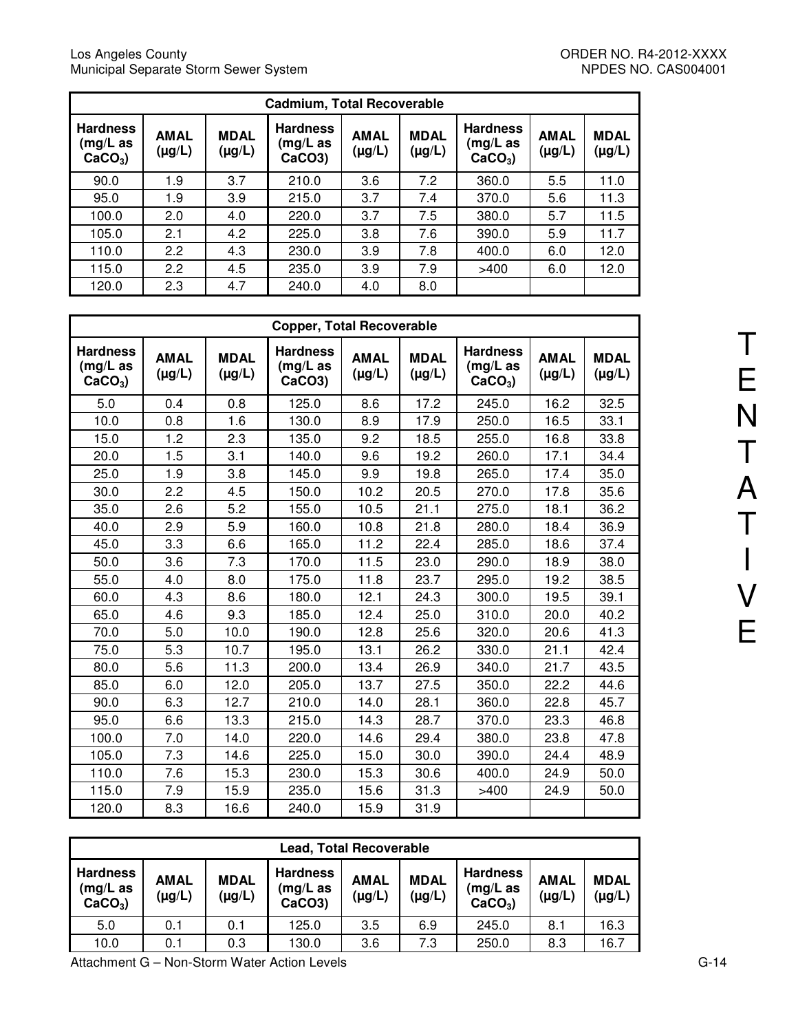| Cadmium, Total Recoverable | | | | | | | | |
|---|---|---|---|---|---|---|---|---|
| Hardness (mg/L as $CaCO_3$) | AMAL (µg/L) | MDAL (µg/L) | Hardness (mg/L as CaCO3) | AMAL (µg/L) | MDAL (µg/L) | Hardness (mg/L as $CaCO_3$) | AMAL (µg/L) | MDAL (µg/L) |
| 90.0 | 1.9 | 3.7 | 210.0 | 3.6 | 7.2 | 360.0 | 5.5 | 11.0 |
| 95.0 | 1.9 | 3.9 | 215.0 | 3.7 | 7.4 | 370.0 | 5.6 | 11.3 |
| 100.0 | 2.0 | 4.0 | 220.0 | 3.7 | 7.5 | 380.0 | 5.7 | 11.5 |
| 105.0 | 2.1 | 4.2 | 225.0 | 3.8 | 7.6 | 390.0 | 5.9 | 11.7 |
| 110.0 | 2.2 | 4.3 | 230.0 | 3.9 | 7.8 | 400.0 | 6.0 | 12.0 |
| 115.0 | 2.2 | 4.5 | 235.0 | 3.9 | 7.9 | >400 | 6.0 | 12.0 |
| 120.0 | 2.3 | 4.7 | 240.0 | 4.0 | 8.0 | | | |

| Copper, Total Recoverable | | | | | | | | |
|---|---|---|---|---|---|---|---|---|
| Hardness (mg/L as $CaCO_3$) | AMAL (µg/L) | MDAL (µg/L) | Hardness (mg/L as CaCO3) | AMAL (µg/L) | MDAL (µg/L) | Hardness (mg/L as $CaCO_3$) | AMAL (µg/L) | MDAL (µg/L) |
| 5.0 | 0.4 | 0.8 | 125.0 | 8.6 | 17.2 | 245.0 | 16.2 | 32.5 |
| 10.0 | 0.8 | 1.6 | 130.0 | 8.9 | 17.9 | 250.0 | 16.5 | 33.1 |
| 15.0 | 1.2 | 2.3 | 135.0 | 9.2 | 18.5 | 255.0 | 16.8 | 33.8 |
| 20.0 | 1.5 | 3.1 | 140.0 | 9.6 | 19.2 | 260.0 | 17.1 | 34.4 |
| 25.0 | 1.9 | 3.8 | 145.0 | 9.9 | 19.8 | 265.0 | 17.4 | 35.0 |
| 30.0 | 2.2 | 4.5 | 150.0 | 10.2 | 20.5 | 270.0 | 17.8 | 35.6 |
| 35.0 | 2.6 | 5.2 | 155.0 | 10.5 | 21.1 | 275.0 | 18.1 | 36.2 |
| 40.0 | 2.9 | 5.9 | 160.0 | 10.8 | 21.8 | 280.0 | 18.4 | 36.9 |
| 45.0 | 3.3 | 6.6 | 165.0 | 11.2 | 22.4 | 285.0 | 18.6 | 37.4 |
| 50.0 | 3.6 | 7.3 | 170.0 | 11.5 | 23.0 | 290.0 | 18.9 | 38.0 |
| 55.0 | 4.0 | 8.0 | 175.0 | 11.8 | 23.7 | 295.0 | 19.2 | 38.5 |
| 60.0 | 4.3 | 8.6 | 180.0 | 12.1 | 24.3 | 300.0 | 19.5 | 39.1 |
| 65.0 | 4.6 | 9.3 | 185.0 | 12.4 | 25.0 | 310.0 | 20.0 | 40.2 |
| 70.0 | 5.0 | 10.0 | 190.0 | 12.8 | 25.6 | 320.0 | 20.6 | 41.3 |
| 75.0 | 5.3 | 10.7 | 195.0 | 13.1 | 26.2 | 330.0 | 21.1 | 42.4 |
| 80.0 | 5.6 | 11.3 | 200.0 | 13.4 | 26.9 | 340.0 | 21.7 | 43.5 |
| 85.0 | 6.0 | 12.0 | 205.0 | 13.7 | 27.5 | 350.0 | 22.2 | 44.6 |
| 90.0 | 6.3 | 12.7 | 210.0 | 14.0 | 28.1 | 360.0 | 22.8 | 45.7 |
| 95.0 | 6.6 | 13.3 | 215.0 | 14.3 | 28.7 | 370.0 | 23.3 | 46.8 |
| 100.0 | 7.0 | 14.0 | 220.0 | 14.6 | 29.4 | 380.0 | 23.8 | 47.8 |
| 105.0 | 7.3 | 14.6 | 225.0 | 15.0 | 30.0 | 390.0 | 24.4 | 48.9 |
| 110.0 | 7.6 | 15.3 | 230.0 | 15.3 | 30.6 | 400.0 | 24.9 | 50.0 |
| 115.0 | 7.9 | 15.9 | 235.0 | 15.6 | 31.3 | >400 | 24.9 | 50.0 |
| 120.0 | 8.3 | 16.6 | 240.0 | 15.9 | 31.9 | | | |

| Lead, Total Recoverable | | | | | | | | |
|---|---|---|---|---|---|---|---|---|
| Hardness (mg/L as $CaCO_3$) | AMAL (µg/L) | MDAL (µg/L) | Hardness (mg/L as CaCO3) | AMAL (µg/L) | MDAL (µg/L) | Hardness (mg/L as $CaCO_3$) | AMAL (µg/L) | MDAL (µg/L) |
| 5.0 | 0.1 | 0.1 | 125.0 | 3.5 | 6.9 | 245.0 | 8.1 | 16.3 |
| 10.0 | 0.1 | 0.3 | 130.0 | 3.6 | 7.3 | 250.0 | 8.3 | 16.7 |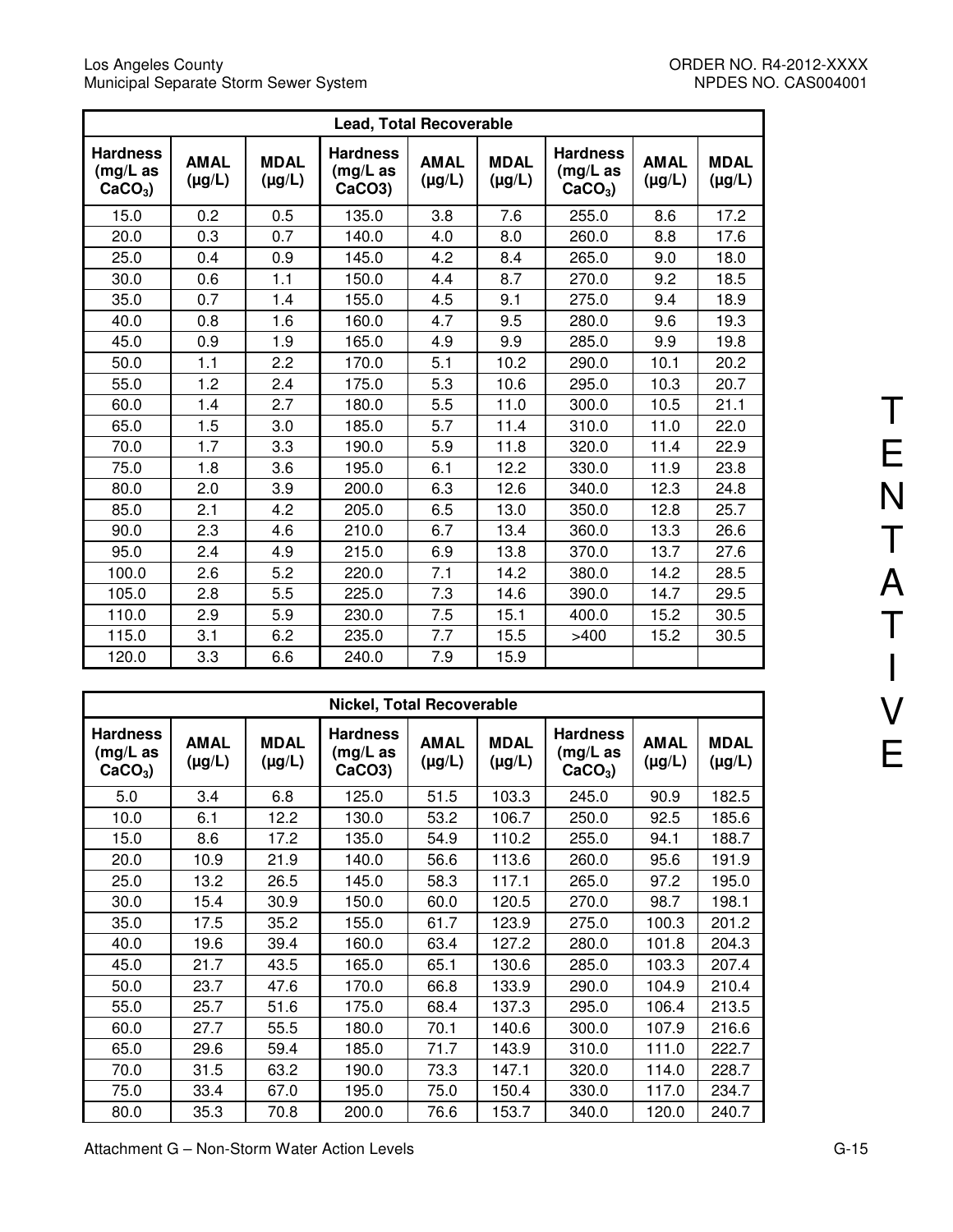| Lead, Total Recoverable | | | | | | | | |
|---|---|---|---|---|---|---|---|---|
| Hardness (mg/L as $CaCO_3$) | AMAL (µg/L) | MDAL (µg/L) | Hardness (mg/L as CaCO3) | AMAL (µg/L) | MDAL (µg/L) | Hardness (mg/L as $CaCO_3$) | AMAL (µg/L) | MDAL (µg/L) |
| 15.0 | 0.2 | 0.5 | 135.0 | 3.8 | 7.6 | 255.0 | 8.6 | 17.2 |
| 20.0 | 0.3 | 0.7 | 140.0 | 4.0 | 8.0 | 260.0 | 8.8 | 17.6 |
| 25.0 | 0.4 | 0.9 | 145.0 | 4.2 | 8.4 | 265.0 | 9.0 | 18.0 |
| 30.0 | 0.6 | 1.1 | 150.0 | 4.4 | 8.7 | 270.0 | 9.2 | 18.5 |
| 35.0 | 0.7 | 1.4 | 155.0 | 4.5 | 9.1 | 275.0 | 9.4 | 18.9 |
| 40.0 | 0.8 | 1.6 | 160.0 | 4.7 | 9.5 | 280.0 | 9.6 | 19.3 |
| 45.0 | 0.9 | 1.9 | 165.0 | 4.9 | 9.9 | 285.0 | 9.9 | 19.8 |
| 50.0 | 1.1 | 2.2 | 170.0 | 5.1 | 10.2 | 290.0 | 10.1 | 20.2 |
| 55.0 | 1.2 | 2.4 | 175.0 | 5.3 | 10.6 | 295.0 | 10.3 | 20.7 |
| 60.0 | 1.4 | 2.7 | 180.0 | 5.5 | 11.0 | 300.0 | 10.5 | 21.1 |
| 65.0 | 1.5 | 3.0 | 185.0 | 5.7 | 11.4 | 310.0 | 11.0 | 22.0 |
| 70.0 | 1.7 | 3.3 | 190.0 | 5.9 | 11.8 | 320.0 | 11.4 | 22.9 |
| 75.0 | 1.8 | 3.6 | 195.0 | 6.1 | 12.2 | 330.0 | 11.9 | 23.8 |
| 80.0 | 2.0 | 3.9 | 200.0 | 6.3 | 12.6 | 340.0 | 12.3 | 24.8 |
| 85.0 | 2.1 | 4.2 | 205.0 | 6.5 | 13.0 | 350.0 | 12.8 | 25.7 |
| 90.0 | 2.3 | 4.6 | 210.0 | 6.7 | 13.4 | 360.0 | 13.3 | 26.6 |
| 95.0 | 2.4 | 4.9 | 215.0 | 6.9 | 13.8 | 370.0 | 13.7 | 27.6 |
| 100.0 | 2.6 | 5.2 | 220.0 | 7.1 | 14.2 | 380.0 | 14.2 | 28.5 |
| 105.0 | 2.8 | 5.5 | 225.0 | 7.3 | 14.6 | 390.0 | 14.7 | 29.5 |
| 110.0 | 2.9 | 5.9 | 230.0 | 7.5 | 15.1 | 400.0 | 15.2 | 30.5 |
| 115.0 | 3.1 | 6.2 | 235.0 | 7.7 | 15.5 | >400 | 15.2 | 30.5 |
| 120.0 | 3.3 | 6.6 | 240.0 | 7.9 | 15.9 | | | |

| Nickel, Total Recoverable | | | | | | | | |
|---|---|---|---|---|---|---|---|---|
| Hardness (mg/L as $CaCO_3$) | AMAL (µg/L) | MDAL (µg/L) | Hardness (mg/L as CaCO3) | AMAL (µg/L) | MDAL (µg/L) | Hardness (mg/L as $CaCO_3$) | AMAL (µg/L) | MDAL (µg/L) |
| 5.0 | 3.4 | 6.8 | 125.0 | 51.5 | 103.3 | 245.0 | 90.9 | 182.5 |
| 10.0 | 6.1 | 12.2 | 130.0 | 53.2 | 106.7 | 250.0 | 92.5 | 185.6 |
| 15.0 | 8.6 | 17.2 | 135.0 | 54.9 | 110.2 | 255.0 | 94.1 | 188.7 |
| 20.0 | 10.9 | 21.9 | 140.0 | 56.6 | 113.6 | 260.0 | 95.6 | 191.9 |
| 25.0 | 13.2 | 26.5 | 145.0 | 58.3 | 117.1 | 265.0 | 97.2 | 195.0 |
| 30.0 | 15.4 | 30.9 | 150.0 | 60.0 | 120.5 | 270.0 | 98.7 | 198.1 |
| 35.0 | 17.5 | 35.2 | 155.0 | 61.7 | 123.9 | 275.0 | 100.3 | 201.2 |
| 40.0 | 19.6 | 39.4 | 160.0 | 63.4 | 127.2 | 280.0 | 101.8 | 204.3 |
| 45.0 | 21.7 | 43.5 | 165.0 | 65.1 | 130.6 | 285.0 | 103.3 | 207.4 |
| 50.0 | 23.7 | 47.6 | 170.0 | 66.8 | 133.9 | 290.0 | 104.9 | 210.4 |
| 55.0 | 25.7 | 51.6 | 175.0 | 68.4 | 137.3 | 295.0 | 106.4 | 213.5 |
| 60.0 | 27.7 | 55.5 | 180.0 | 70.1 | 140.6 | 300.0 | 107.9 | 216.6 |
| 65.0 | 29.6 | 59.4 | 185.0 | 71.7 | 143.9 | 310.0 | 111.0 | 222.7 |
| 70.0 | 31.5 | 63.2 | 190.0 | 73.3 | 147.1 | 320.0 | 114.0 | 228.7 |
| 75.0 | 33.4 | 67.0 | 195.0 | 75.0 | 150.4 | 330.0 | 117.0 | 234.7 |
| 80.0 | 35.3 | 70.8 | 200.0 | 76.6 | 153.7 | 340.0 | 120.0 | 240.7 |

TENTATIVE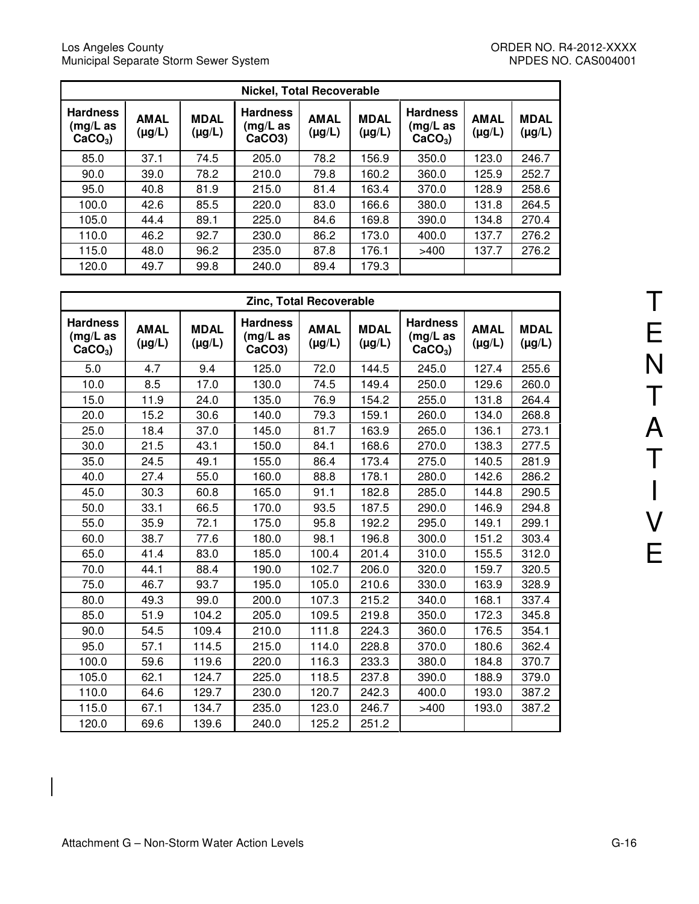| Nickel, Total Recoverable | | | | | | | | |
|---|---|---|---|---|---|---|---|---|
| Hardness (mg/L as $CaCO_3$) | AMAL (μg/L) | MDAL (μg/L) | Hardness (mg/L as CaCO3) | AMAL (μg/L) | MDAL (μg/L) | Hardness (mg/L as $CaCO_3$) | AMAL (μg/L) | MDAL (μg/L) |
| 85.0 | 37.1 | 74.5 | 205.0 | 78.2 | 156.9 | 350.0 | 123.0 | 246.7 |
| 90.0 | 39.0 | 78.2 | 210.0 | 79.8 | 160.2 | 360.0 | 125.9 | 252.7 |
| 95.0 | 40.8 | 81.9 | 215.0 | 81.4 | 163.4 | 370.0 | 128.9 | 258.6 |
| 100.0 | 42.6 | 85.5 | 220.0 | 83.0 | 166.6 | 380.0 | 131.8 | 264.5 |
| 105.0 | 44.4 | 89.1 | 225.0 | 84.6 | 169.8 | 390.0 | 134.8 | 270.4 |
| 110.0 | 46.2 | 92.7 | 230.0 | 86.2 | 173.0 | 400.0 | 137.7 | 276.2 |
| 115.0 | 48.0 | 96.2 | 235.0 | 87.8 | 176.1 | >400 | 137.7 | 276.2 |
| 120.0 | 49.7 | 99.8 | 240.0 | 89.4 | 179.3 | | | |

| Zinc, Total Recoverable | | | | | | | | |
|---|---|---|---|---|---|---|---|---|
| Hardness (mg/L as $CaCO_3$) | AMAL (μg/L) | MDAL (μg/L) | Hardness (mg/L as CaCO3) | AMAL (μg/L) | MDAL (μg/L) | Hardness (mg/L as $CaCO_3$) | AMAL (μg/L) | MDAL (μg/L) |
| 5.0 | 4.7 | 9.4 | 125.0 | 72.0 | 144.5 | 245.0 | 127.4 | 255.6 |
| 10.0 | 8.5 | 17.0 | 130.0 | 74.5 | 149.4 | 250.0 | 129.6 | 260.0 |
| 15.0 | 11.9 | 24.0 | 135.0 | 76.9 | 154.2 | 255.0 | 131.8 | 264.4 |
| 20.0 | 15.2 | 30.6 | 140.0 | 79.3 | 159.1 | 260.0 | 134.0 | 268.8 |
| 25.0 | 18.4 | 37.0 | 145.0 | 81.7 | 163.9 | 265.0 | 136.1 | 273.1 |
| 30.0 | 21.5 | 43.1 | 150.0 | 84.1 | 168.6 | 270.0 | 138.3 | 277.5 |
| 35.0 | 24.5 | 49.1 | 155.0 | 86.4 | 173.4 | 275.0 | 140.5 | 281.9 |
| 40.0 | 27.4 | 55.0 | 160.0 | 88.8 | 178.1 | 280.0 | 142.6 | 286.2 |
| 45.0 | 30.3 | 60.8 | 165.0 | 91.1 | 182.8 | 285.0 | 144.8 | 290.5 |
| 50.0 | 33.1 | 66.5 | 170.0 | 93.5 | 187.5 | 290.0 | 146.9 | 294.8 |
| 55.0 | 35.9 | 72.1 | 175.0 | 95.8 | 192.2 | 295.0 | 149.1 | 299.1 |
| 60.0 | 38.7 | 77.6 | 180.0 | 98.1 | 196.8 | 300.0 | 151.2 | 303.4 |
| 65.0 | 41.4 | 83.0 | 185.0 | 100.4 | 201.4 | 310.0 | 155.5 | 312.0 |
| 70.0 | 44.1 | 88.4 | 190.0 | 102.7 | 206.0 | 320.0 | 159.7 | 320.5 |
| 75.0 | 46.7 | 93.7 | 195.0 | 105.0 | 210.6 | 330.0 | 163.9 | 328.9 |
| 80.0 | 49.3 | 99.0 | 200.0 | 107.3 | 215.2 | 340.0 | 168.1 | 337.4 |
| 85.0 | 51.9 | 104.2 | 205.0 | 109.5 | 219.8 | 350.0 | 172.3 | 345.8 |
| 90.0 | 54.5 | 109.4 | 210.0 | 111.8 | 224.3 | 360.0 | 176.5 | 354.1 |
| 95.0 | 57.1 | 114.5 | 215.0 | 114.0 | 228.8 | 370.0 | 180.6 | 362.4 |
| 100.0 | 59.6 | 119.6 | 220.0 | 116.3 | 233.3 | 380.0 | 184.8 | 370.7 |
| 105.0 | 62.1 | 124.7 | 225.0 | 118.5 | 237.8 | 390.0 | 188.9 | 379.0 |
| 110.0 | 64.6 | 129.7 | 230.0 | 120.7 | 242.3 | 400.0 | 193.0 | 387.2 |
| 115.0 | 67.1 | 134.7 | 235.0 | 123.0 | 246.7 | >400 | 193.0 | 387.2 |
| 120.0 | 69.6 | 139.6 | 240.0 | 125.2 | 251.2 | | | |

TENTATIVE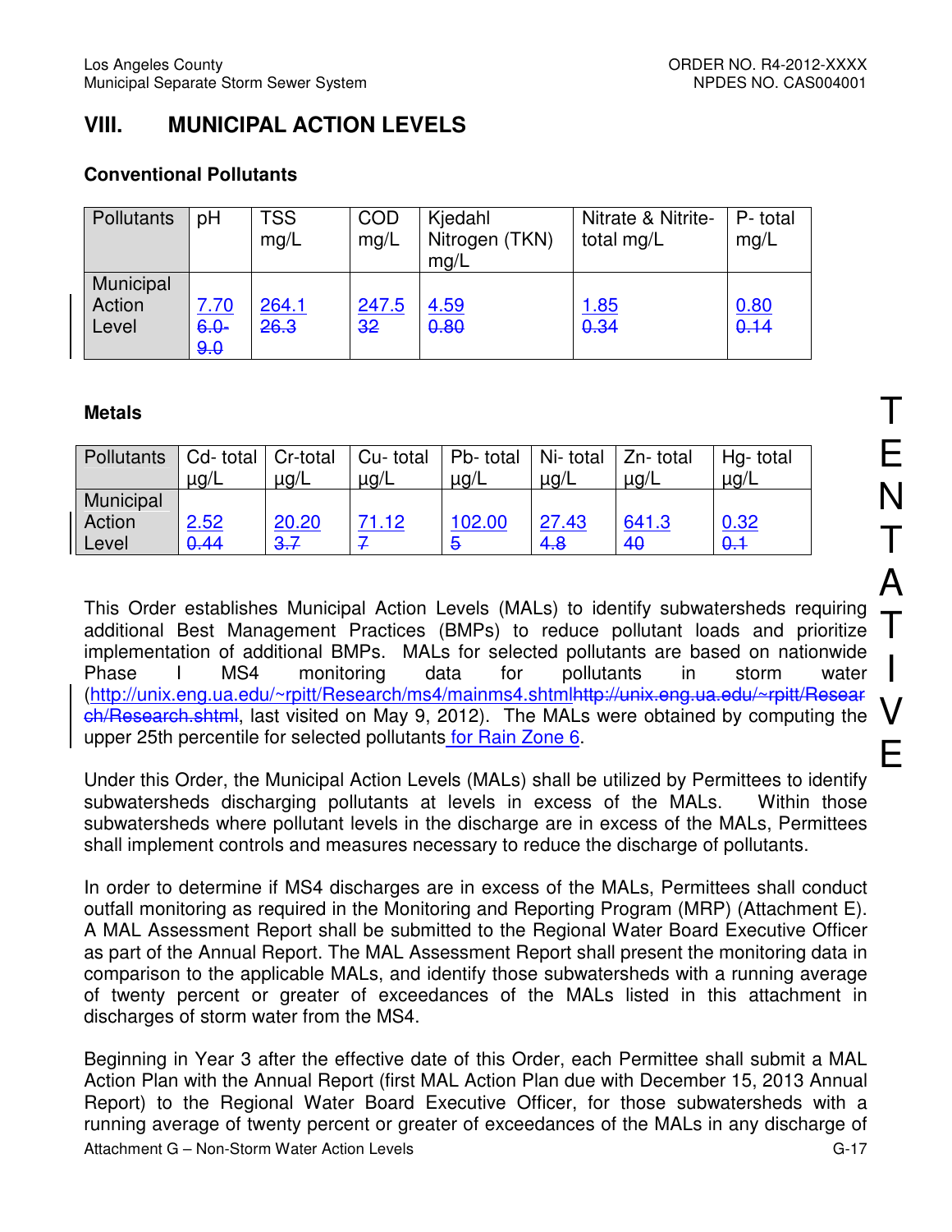## VIII. MUNICIPAL ACTION LEVELS

### Conventional Pollutants

| Pollutants | pH | TSS mg/L | COD mg/L | Kjedahl Nitrogen (TKN) mg/L | Nitrate & Nitrite-total mg/L | P- total mg/L |
|---|---|---|---|---|---|---|
| Municipal Action Level | 7.70 ~~6.0-9.0~~ | 264.1 ~~26.3~~ | 247.5 ~~32~~ | 4.59 ~~0.80~~ | 1.85 ~~0.34~~ | 0.80 ~~0.14~~ |

### Metals

| Pollutants | Cd- total µg/L | Cr-total µg/L | Cu- total µg/L | Pb- total µg/L | Ni- total µg/L | Zn- total µg/L | Hg- total µg/L |
|---|---|---|---|---|---|---|---|
| Municipal Action Level | 2.52 ~~0.44~~ | 20.20 ~~3.7~~ | 71.12 ~~7~~ | 102.00 ~~5~~ | 27.43 ~~4.8~~ | 641.3 ~~40~~ | 0.32 ~~0.1~~ |

TENTATIVE

This Order establishes Municipal Action Levels (MALs) to identify subwatersheds requiring additional Best Management Practices (BMPs) to reduce pollutant loads and prioritize implementation of additional BMPs. MALs for selected pollutants are based on nationwide Phase I MS4 monitoring data for pollutants in storm water (http://unix.eng.ua.edu/~rpitt/Research/ms4/mainms4.shtml~~http://unix.eng.ua.edu/~rpitt/Research/Research.shtml~~, last visited on May 9, 2012). The MALs were obtained by computing the upper 25th percentile for selected pollutants for Rain Zone 6.

Under this Order, the Municipal Action Levels (MALs) shall be utilized by Permittees to identify subwatersheds discharging pollutants at levels in excess of the MALs. Within those subwatersheds where pollutant levels in the discharge are in excess of the MALs, Permittees shall implement controls and measures necessary to reduce the discharge of pollutants.

In order to determine if MS4 discharges are in excess of the MALs, Permittees shall conduct outfall monitoring as required in the Monitoring and Reporting Program (MRP) (Attachment E). A MAL Assessment Report shall be submitted to the Regional Water Board Executive Officer as part of the Annual Report. The MAL Assessment Report shall present the monitoring data in comparison to the applicable MALs, and identify those subwatersheds with a running average of twenty percent or greater of exceedances of the MALs listed in this attachment in discharges of storm water from the MS4.

Beginning in Year 3 after the effective date of this Order, each Permittee shall submit a MAL Action Plan with the Annual Report (first MAL Action Plan due with December 15, 2013 Annual Report) to the Regional Water Board Executive Officer, for those subwatersheds with a running average of twenty percent or greater of exceedances of the MALs in any discharge of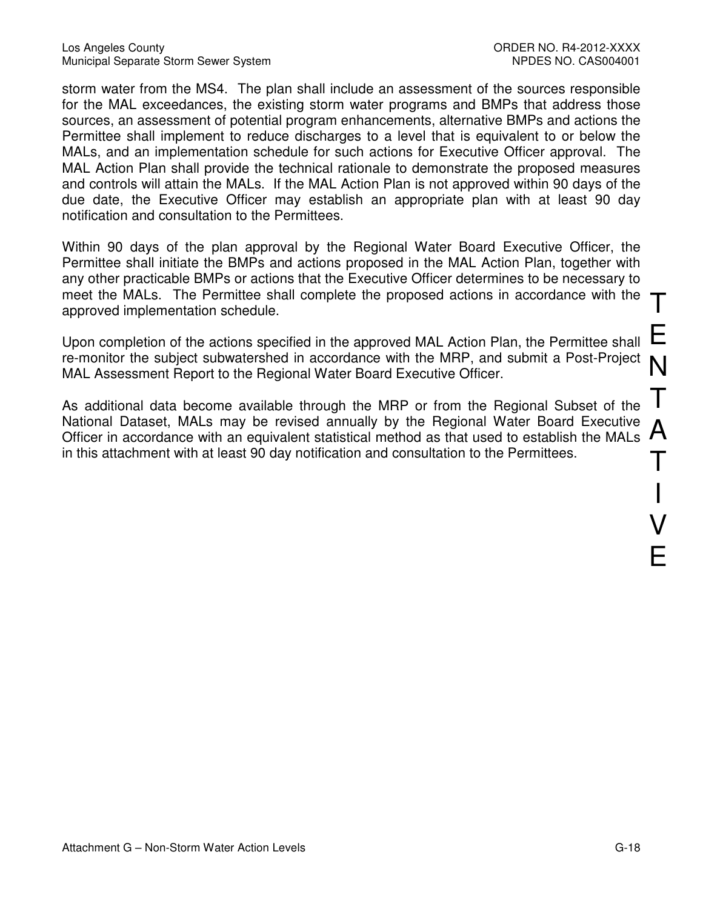storm water from the MS4. The plan shall include an assessment of the sources responsible for the MAL exceedances, the existing storm water programs and BMPs that address those sources, an assessment of potential program enhancements, alternative BMPs and actions the Permittee shall implement to reduce discharges to a level that is equivalent to or below the MALs, and an implementation schedule for such actions for Executive Officer approval. The MAL Action Plan shall provide the technical rationale to demonstrate the proposed measures and controls will attain the MALs. If the MAL Action Plan is not approved within 90 days of the due date, the Executive Officer may establish an appropriate plan with at least 90 day notification and consultation to the Permittees.

Within 90 days of the plan approval by the Regional Water Board Executive Officer, the Permittee shall initiate the BMPs and actions proposed in the MAL Action Plan, together with any other practicable BMPs or actions that the Executive Officer determines to be necessary to meet the MALs. The Permittee shall complete the proposed actions in accordance with the approved implementation schedule.

Upon completion of the actions specified in the approved MAL Action Plan, the Permittee shall re-monitor the subject subwatershed in accordance with the MRP, and submit a Post-Project MAL Assessment Report to the Regional Water Board Executive Officer.

As additional data become available through the MRP or from the Regional Subset of the National Dataset, MALs may be revised annually by the Regional Water Board Executive Officer in accordance with an equivalent statistical method as that used to establish the MALs in this attachment with at least 90 day notification and consultation to the Permittees.

TENTATIVE